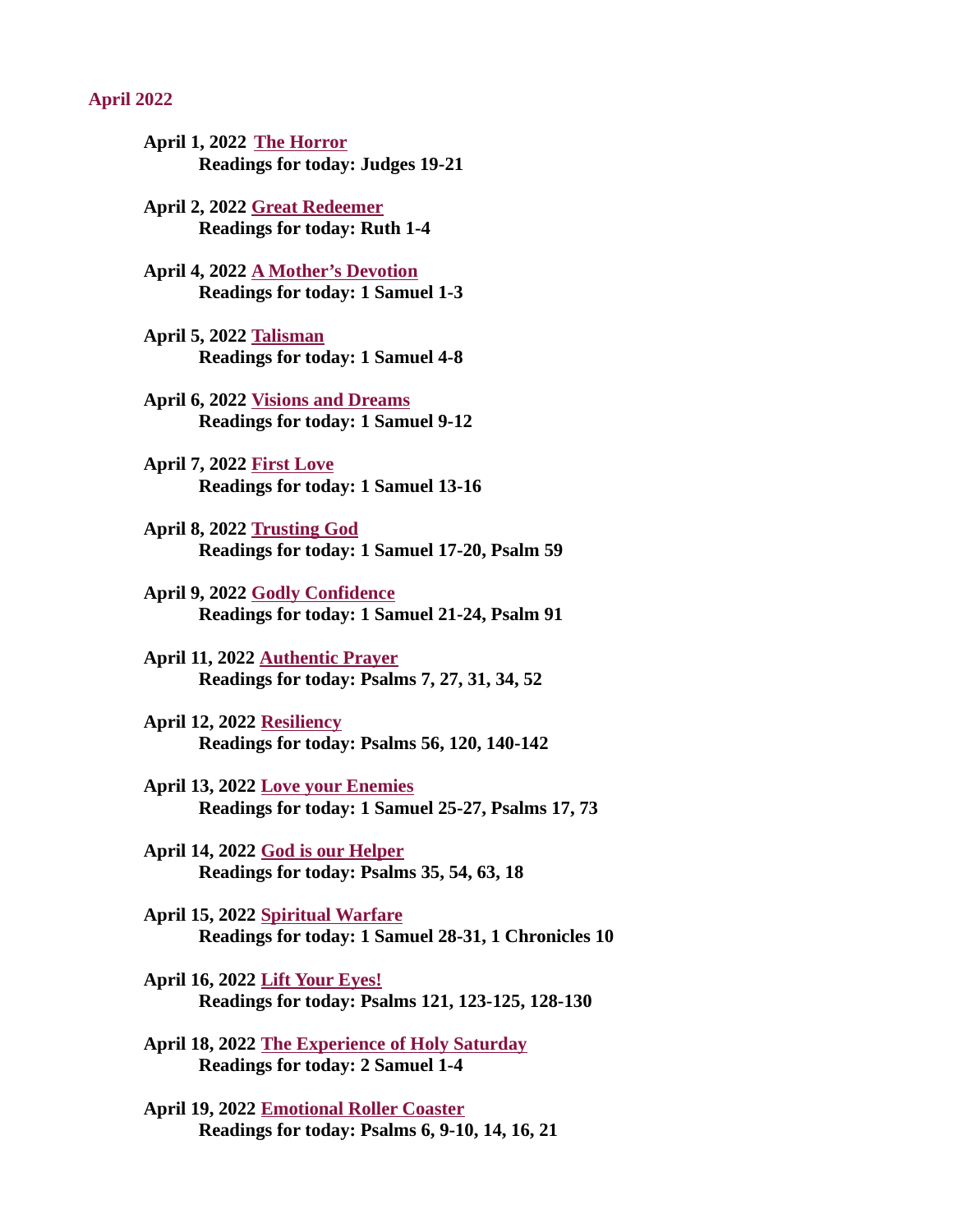## April 2022

**April 1, 2022 The Horror**
**Readings for today: Judges 19-21**

**April 2, 2022 Great Redeemer**
**Readings for today: Ruth 1-4**

**April 4, 2022 A Mother's Devotion**
**Readings for today: 1 Samuel 1-3**

**April 5, 2022 Talisman**
**Readings for today: 1 Samuel 4-8**

**April 6, 2022 Visions and Dreams**
**Readings for today: 1 Samuel 9-12**

**April 7, 2022 First Love**
**Readings for today: 1 Samuel 13-16**

**April 8, 2022 Trusting God**
**Readings for today: 1 Samuel 17-20, Psalm 59**

**April 9, 2022 Godly Confidence**
**Readings for today: 1 Samuel 21-24, Psalm 91**

**April 11, 2022 Authentic Prayer**
**Readings for today: Psalms 7, 27, 31, 34, 52**

**April 12, 2022 Resiliency**
**Readings for today: Psalms 56, 120, 140-142**

**April 13, 2022 Love your Enemies**
**Readings for today: 1 Samuel 25-27, Psalms 17, 73**

**April 14, 2022 God is our Helper**
**Readings for today: Psalms 35, 54, 63, 18**

**April 15, 2022 Spiritual Warfare**
**Readings for today: 1 Samuel 28-31, 1 Chronicles 10**

**April 16, 2022 Lift Your Eyes!**
**Readings for today: Psalms 121, 123-125, 128-130**

**April 18, 2022 The Experience of Holy Saturday**
**Readings for today: 2 Samuel 1-4**

**April 19, 2022 Emotional Roller Coaster**
**Readings for today: Psalms 6, 9-10, 14, 16, 21**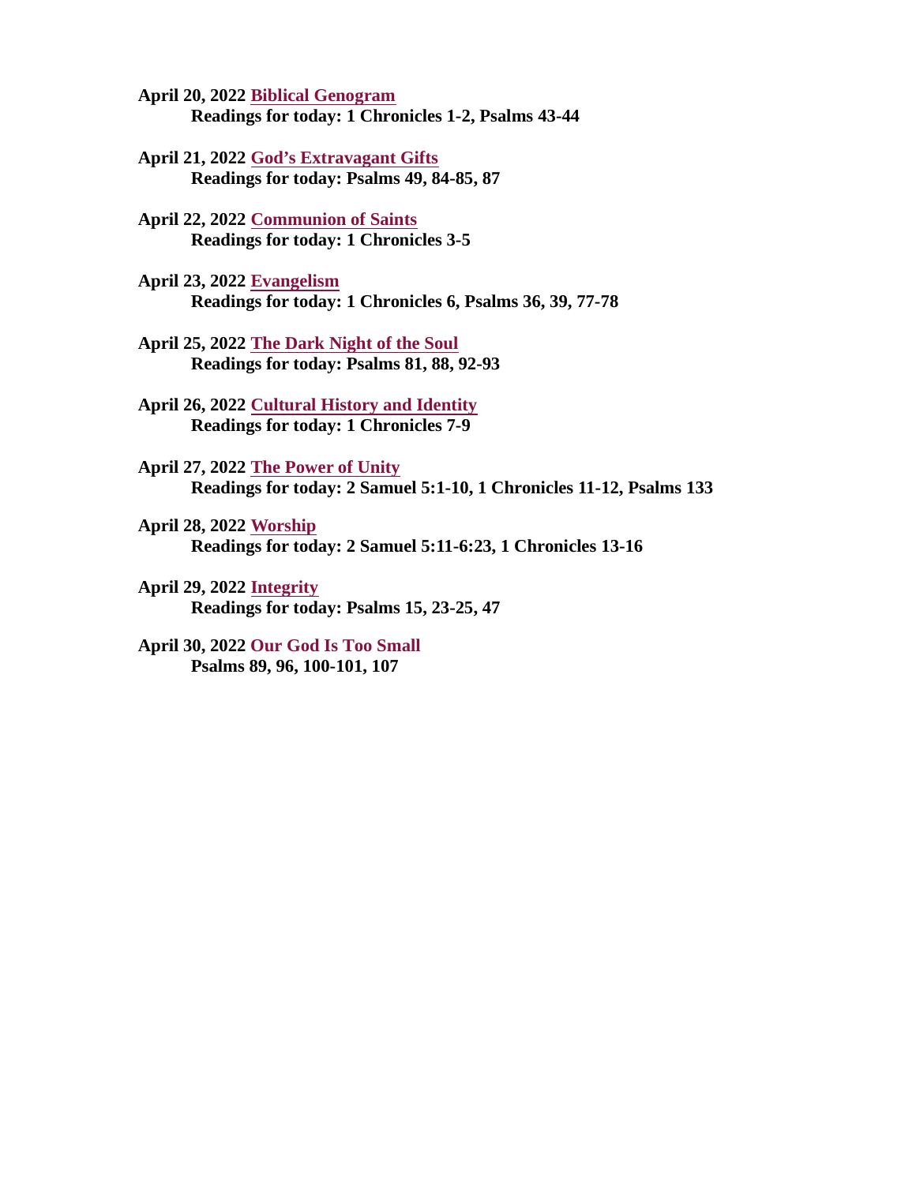**April 20, 2022 Biblical Genogram**
**Readings for today: 1 Chronicles 1-2, Psalms 43-44**

**April 21, 2022 God's Extravagant Gifts**
**Readings for today: Psalms 49, 84-85, 87**

**April 22, 2022 Communion of Saints**
**Readings for today: 1 Chronicles 3-5**

**April 23, 2022 Evangelism**
**Readings for today: 1 Chronicles 6, Psalms 36, 39, 77-78**

**April 25, 2022 The Dark Night of the Soul**
**Readings for today: Psalms 81, 88, 92-93**

**April 26, 2022 Cultural History and Identity**
**Readings for today: 1 Chronicles 7-9**

**April 27, 2022 The Power of Unity**
**Readings for today: 2 Samuel 5:1-10, 1 Chronicles 11-12, Psalms 133**

**April 28, 2022 Worship**
**Readings for today: 2 Samuel 5:11-6:23, 1 Chronicles 13-16**

**April 29, 2022 Integrity**
**Readings for today: Psalms 15, 23-25, 47**

**April 30, 2022 Our God Is Too Small**
**Psalms 89, 96, 100-101, 107**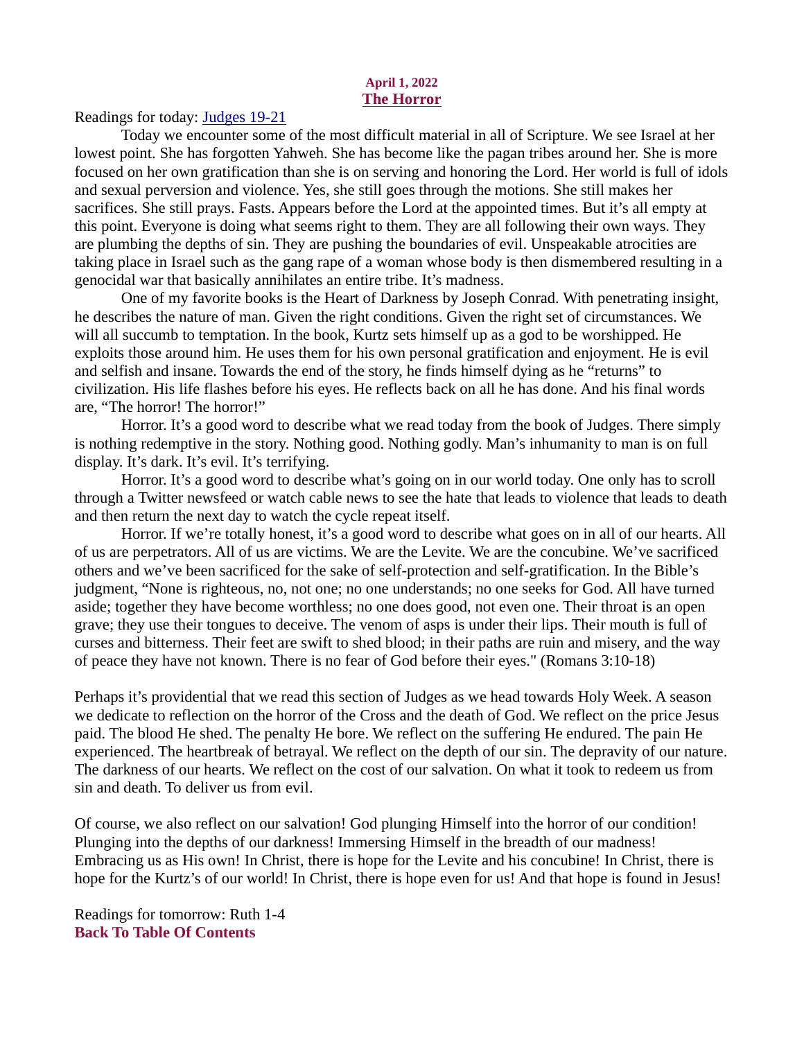**April 1, 2022**
## The Horror

Readings for today: [Judges 19-21]

Today we encounter some of the most difficult material in all of Scripture. We see Israel at her lowest point. She has forgotten Yahweh. She has become like the pagan tribes around her. She is more focused on her own gratification than she is on serving and honoring the Lord. Her world is full of idols and sexual perversion and violence. Yes, she still goes through the motions. She still makes her sacrifices. She still prays. Fasts. Appears before the Lord at the appointed times. But it's all empty at this point. Everyone is doing what seems right to them. They are all following their own ways. They are plumbing the depths of sin. They are pushing the boundaries of evil. Unspeakable atrocities are taking place in Israel such as the gang rape of a woman whose body is then dismembered resulting in a genocidal war that basically annihilates an entire tribe. It's madness.

One of my favorite books is the Heart of Darkness by Joseph Conrad. With penetrating insight, he describes the nature of man. Given the right conditions. Given the right set of circumstances. We will all succumb to temptation. In the book, Kurtz sets himself up as a god to be worshipped. He exploits those around him. He uses them for his own personal gratification and enjoyment. He is evil and selfish and insane. Towards the end of the story, he finds himself dying as he "returns" to civilization. His life flashes before his eyes. He reflects back on all he has done. And his final words are, "The horror! The horror!"

Horror. It's a good word to describe what we read today from the book of Judges. There simply is nothing redemptive in the story. Nothing good. Nothing godly. Man's inhumanity to man is on full display. It's dark. It's evil. It's terrifying.

Horror. It's a good word to describe what's going on in our world today. One only has to scroll through a Twitter newsfeed or watch cable news to see the hate that leads to violence that leads to death and then return the next day to watch the cycle repeat itself.

Horror. If we're totally honest, it's a good word to describe what goes on in all of our hearts. All of us are perpetrators. All of us are victims. We are the Levite. We are the concubine. We've sacrificed others and we've been sacrificed for the sake of self-protection and self-gratification. In the Bible's judgment, "None is righteous, no, not one; no one understands; no one seeks for God. All have turned aside; together they have become worthless; no one does good, not even one. Their throat is an open grave; they use their tongues to deceive. The venom of asps is under their lips. Their mouth is full of curses and bitterness. Their feet are swift to shed blood; in their paths are ruin and misery, and the way of peace they have not known. There is no fear of God before their eyes." (Romans 3:10-18)

Perhaps it's providential that we read this section of Judges as we head towards Holy Week. A season we dedicate to reflection on the horror of the Cross and the death of God. We reflect on the price Jesus paid. The blood He shed. The penalty He bore. We reflect on the suffering He endured. The pain He experienced. The heartbreak of betrayal. We reflect on the depth of our sin. The depravity of our nature. The darkness of our hearts. We reflect on the cost of our salvation. On what it took to redeem us from sin and death. To deliver us from evil.

Of course, we also reflect on our salvation! God plunging Himself into the horror of our condition! Plunging into the depths of our darkness! Immersing Himself in the breadth of our madness! Embracing us as His own! In Christ, there is hope for the Levite and his concubine! In Christ, there is hope for the Kurtz's of our world! In Christ, there is hope even for us! And that hope is found in Jesus!

Readings for tomorrow: Ruth 1-4

**Back To Table Of Contents**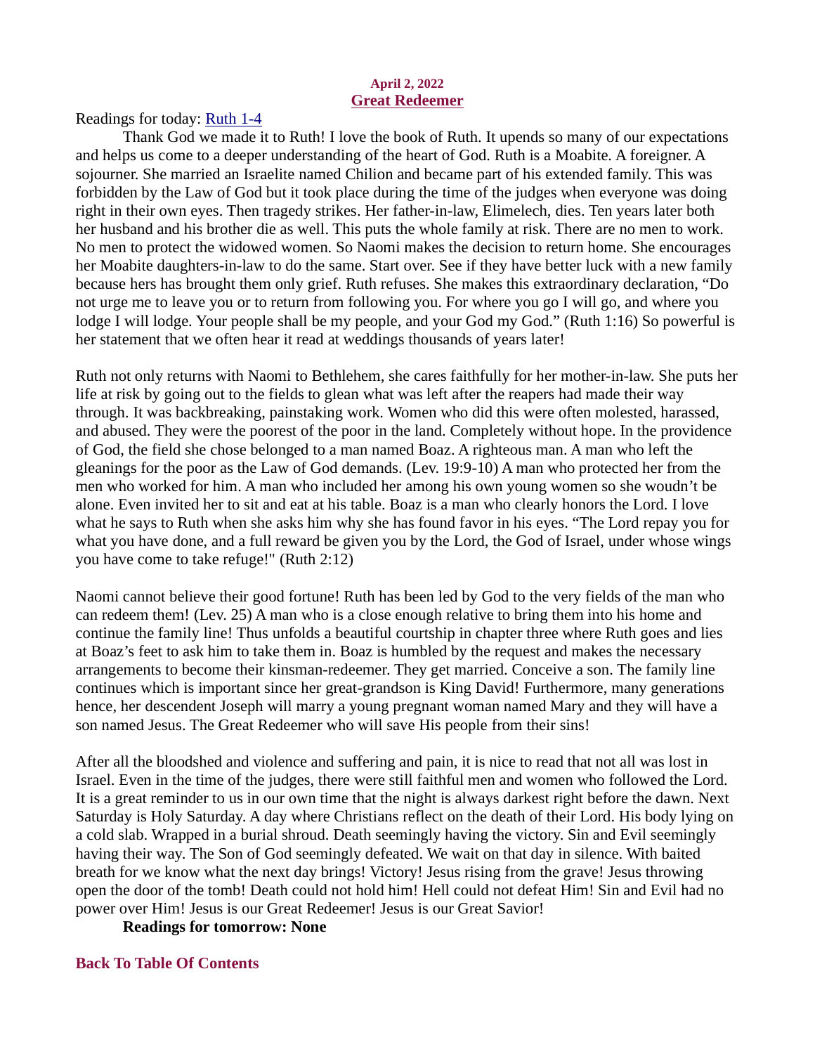**April 2, 2022**

## Great Redeemer

Readings for today: Ruth 1-4

Thank God we made it to Ruth! I love the book of Ruth. It upends so many of our expectations and helps us come to a deeper understanding of the heart of God. Ruth is a Moabite. A foreigner. A sojourner. She married an Israelite named Chilion and became part of his extended family. This was forbidden by the Law of God but it took place during the time of the judges when everyone was doing right in their own eyes. Then tragedy strikes. Her father-in-law, Elimelech, dies. Ten years later both her husband and his brother die as well. This puts the whole family at risk. There are no men to work. No men to protect the widowed women. So Naomi makes the decision to return home. She encourages her Moabite daughters-in-law to do the same. Start over. See if they have better luck with a new family because hers has brought them only grief. Ruth refuses. She makes this extraordinary declaration, "Do not urge me to leave you or to return from following you. For where you go I will go, and where you lodge I will lodge. Your people shall be my people, and your God my God." (Ruth 1:16) So powerful is her statement that we often hear it read at weddings thousands of years later!

Ruth not only returns with Naomi to Bethlehem, she cares faithfully for her mother-in-law. She puts her life at risk by going out to the fields to glean what was left after the reapers had made their way through. It was backbreaking, painstaking work. Women who did this were often molested, harassed, and abused. They were the poorest of the poor in the land. Completely without hope. In the providence of God, the field she chose belonged to a man named Boaz. A righteous man. A man who left the gleanings for the poor as the Law of God demands. (Lev. 19:9-10) A man who protected her from the men who worked for him. A man who included her among his own young women so she woudn't be alone. Even invited her to sit and eat at his table. Boaz is a man who clearly honors the Lord. I love what he says to Ruth when she asks him why she has found favor in his eyes. "The Lord repay you for what you have done, and a full reward be given you by the Lord, the God of Israel, under whose wings you have come to take refuge!" (Ruth 2:12)

Naomi cannot believe their good fortune! Ruth has been led by God to the very fields of the man who can redeem them! (Lev. 25) A man who is a close enough relative to bring them into his home and continue the family line! Thus unfolds a beautiful courtship in chapter three where Ruth goes and lies at Boaz's feet to ask him to take them in. Boaz is humbled by the request and makes the necessary arrangements to become their kinsman-redeemer. They get married. Conceive a son. The family line continues which is important since her great-grandson is King David! Furthermore, many generations hence, her descendent Joseph will marry a young pregnant woman named Mary and they will have a son named Jesus. The Great Redeemer who will save His people from their sins!

After all the bloodshed and violence and suffering and pain, it is nice to read that not all was lost in Israel. Even in the time of the judges, there were still faithful men and women who followed the Lord. It is a great reminder to us in our own time that the night is always darkest right before the dawn. Next Saturday is Holy Saturday. A day where Christians reflect on the death of their Lord. His body lying on a cold slab. Wrapped in a burial shroud. Death seemingly having the victory. Sin and Evil seemingly having their way. The Son of God seemingly defeated. We wait on that day in silence. With baited breath for we know what the next day brings! Victory! Jesus rising from the grave! Jesus throwing open the door of the tomb! Death could not hold him! Hell could not defeat Him! Sin and Evil had no power over Him! Jesus is our Great Redeemer! Jesus is our Great Savior!

**Readings for tomorrow: None**

**Back To Table Of Contents**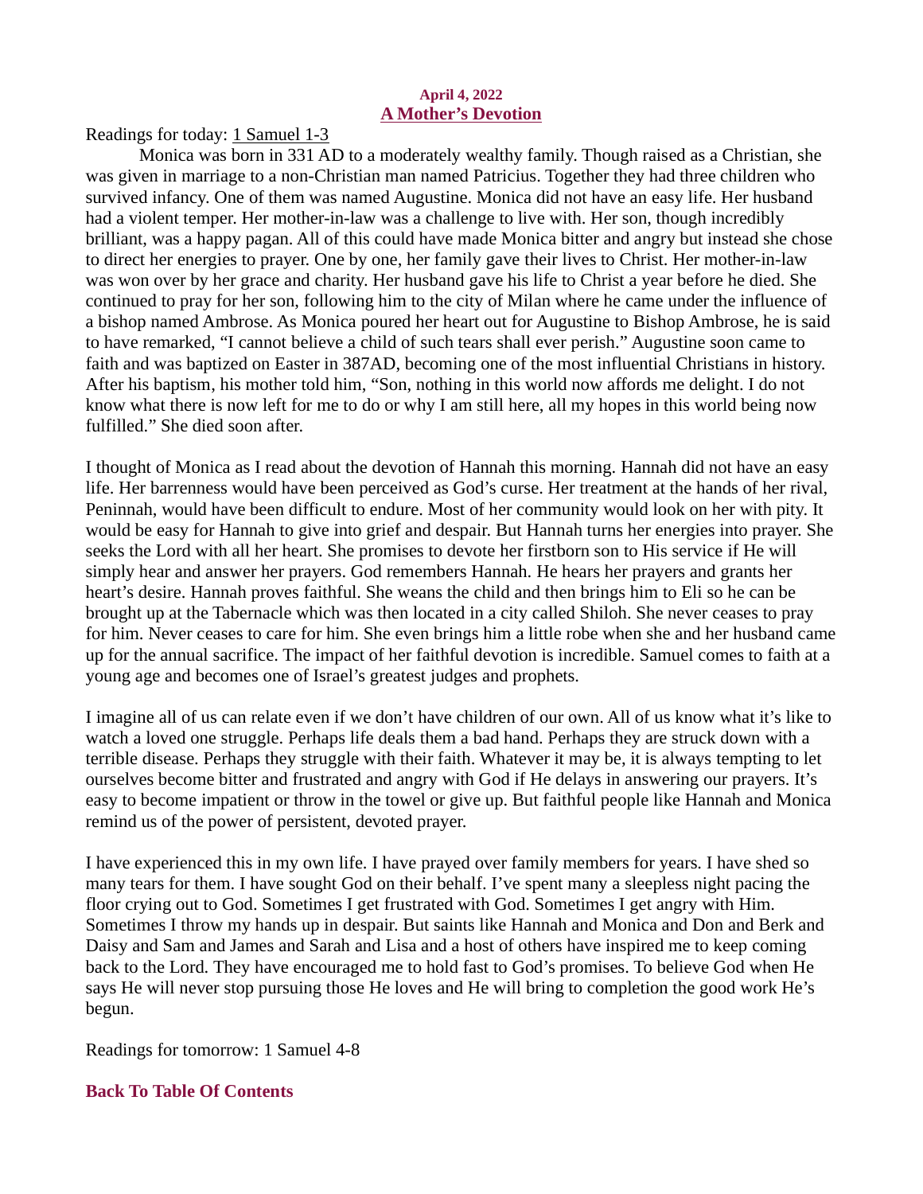**April 4, 2022**

## A Mother's Devotion

Readings for today: 1 Samuel 1-3

Monica was born in 331 AD to a moderately wealthy family. Though raised as a Christian, she was given in marriage to a non-Christian man named Patricius. Together they had three children who survived infancy. One of them was named Augustine. Monica did not have an easy life. Her husband had a violent temper. Her mother-in-law was a challenge to live with. Her son, though incredibly brilliant, was a happy pagan. All of this could have made Monica bitter and angry but instead she chose to direct her energies to prayer. One by one, her family gave their lives to Christ. Her mother-in-law was won over by her grace and charity. Her husband gave his life to Christ a year before he died. She continued to pray for her son, following him to the city of Milan where he came under the influence of a bishop named Ambrose. As Monica poured her heart out for Augustine to Bishop Ambrose, he is said to have remarked, "I cannot believe a child of such tears shall ever perish." Augustine soon came to faith and was baptized on Easter in 387AD, becoming one of the most influential Christians in history. After his baptism, his mother told him, "Son, nothing in this world now affords me delight. I do not know what there is now left for me to do or why I am still here, all my hopes in this world being now fulfilled." She died soon after.

I thought of Monica as I read about the devotion of Hannah this morning. Hannah did not have an easy life. Her barrenness would have been perceived as God's curse. Her treatment at the hands of her rival, Peninnah, would have been difficult to endure. Most of her community would look on her with pity. It would be easy for Hannah to give into grief and despair. But Hannah turns her energies into prayer. She seeks the Lord with all her heart. She promises to devote her firstborn son to His service if He will simply hear and answer her prayers. God remembers Hannah. He hears her prayers and grants her heart's desire. Hannah proves faithful. She weans the child and then brings him to Eli so he can be brought up at the Tabernacle which was then located in a city called Shiloh. She never ceases to pray for him. Never ceases to care for him. She even brings him a little robe when she and her husband came up for the annual sacrifice. The impact of her faithful devotion is incredible. Samuel comes to faith at a young age and becomes one of Israel's greatest judges and prophets.

I imagine all of us can relate even if we don't have children of our own. All of us know what it's like to watch a loved one struggle. Perhaps life deals them a bad hand. Perhaps they are struck down with a terrible disease. Perhaps they struggle with their faith. Whatever it may be, it is always tempting to let ourselves become bitter and frustrated and angry with God if He delays in answering our prayers. It's easy to become impatient or throw in the towel or give up. But faithful people like Hannah and Monica remind us of the power of persistent, devoted prayer.

I have experienced this in my own life. I have prayed over family members for years. I have shed so many tears for them. I have sought God on their behalf. I've spent many a sleepless night pacing the floor crying out to God. Sometimes I get frustrated with God. Sometimes I get angry with Him. Sometimes I throw my hands up in despair. But saints like Hannah and Monica and Don and Berk and Daisy and Sam and James and Sarah and Lisa and a host of others have inspired me to keep coming back to the Lord. They have encouraged me to hold fast to God's promises. To believe God when He says He will never stop pursuing those He loves and He will bring to completion the good work He's begun.

Readings for tomorrow: 1 Samuel 4-8

**Back To Table Of Contents**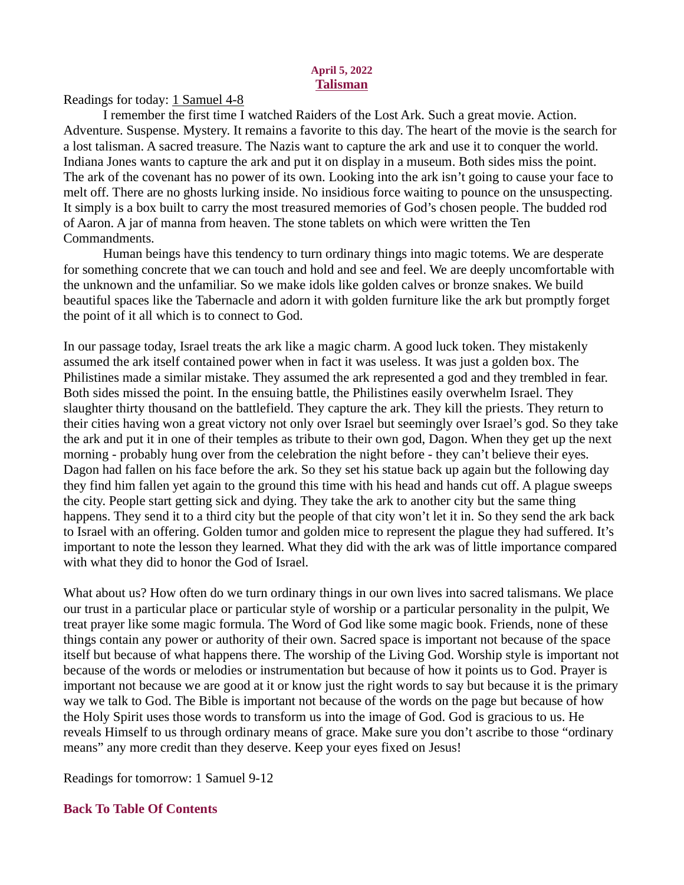**April 5, 2022**

## Talisman

Readings for today: 1 Samuel 4-8

I remember the first time I watched Raiders of the Lost Ark. Such a great movie. Action. Adventure. Suspense. Mystery. It remains a favorite to this day. The heart of the movie is the search for a lost talisman. A sacred treasure. The Nazis want to capture the ark and use it to conquer the world. Indiana Jones wants to capture the ark and put it on display in a museum. Both sides miss the point. The ark of the covenant has no power of its own. Looking into the ark isn't going to cause your face to melt off. There are no ghosts lurking inside. No insidious force waiting to pounce on the unsuspecting. It simply is a box built to carry the most treasured memories of God's chosen people. The budded rod of Aaron. A jar of manna from heaven. The stone tablets on which were written the Ten Commandments.

Human beings have this tendency to turn ordinary things into magic totems. We are desperate for something concrete that we can touch and hold and see and feel. We are deeply uncomfortable with the unknown and the unfamiliar. So we make idols like golden calves or bronze snakes. We build beautiful spaces like the Tabernacle and adorn it with golden furniture like the ark but promptly forget the point of it all which is to connect to God.

In our passage today, Israel treats the ark like a magic charm. A good luck token. They mistakenly assumed the ark itself contained power when in fact it was useless. It was just a golden box. The Philistines made a similar mistake. They assumed the ark represented a god and they trembled in fear. Both sides missed the point. In the ensuing battle, the Philistines easily overwhelm Israel. They slaughter thirty thousand on the battlefield. They capture the ark. They kill the priests. They return to their cities having won a great victory not only over Israel but seemingly over Israel's god. So they take the ark and put it in one of their temples as tribute to their own god, Dagon. When they get up the next morning - probably hung over from the celebration the night before - they can't believe their eyes. Dagon had fallen on his face before the ark. So they set his statue back up again but the following day they find him fallen yet again to the ground this time with his head and hands cut off. A plague sweeps the city. People start getting sick and dying. They take the ark to another city but the same thing happens. They send it to a third city but the people of that city won't let it in. So they send the ark back to Israel with an offering. Golden tumor and golden mice to represent the plague they had suffered. It's important to note the lesson they learned. What they did with the ark was of little importance compared with what they did to honor the God of Israel.

What about us? How often do we turn ordinary things in our own lives into sacred talismans. We place our trust in a particular place or particular style of worship or a particular personality in the pulpit, We treat prayer like some magic formula. The Word of God like some magic book. Friends, none of these things contain any power or authority of their own. Sacred space is important not because of the space itself but because of what happens there. The worship of the Living God. Worship style is important not because of the words or melodies or instrumentation but because of how it points us to God. Prayer is important not because we are good at it or know just the right words to say but because it is the primary way we talk to God. The Bible is important not because of the words on the page but because of how the Holy Spirit uses those words to transform us into the image of God. God is gracious to us. He reveals Himself to us through ordinary means of grace. Make sure you don't ascribe to those "ordinary means" any more credit than they deserve. Keep your eyes fixed on Jesus!

Readings for tomorrow: 1 Samuel 9-12

**Back To Table Of Contents**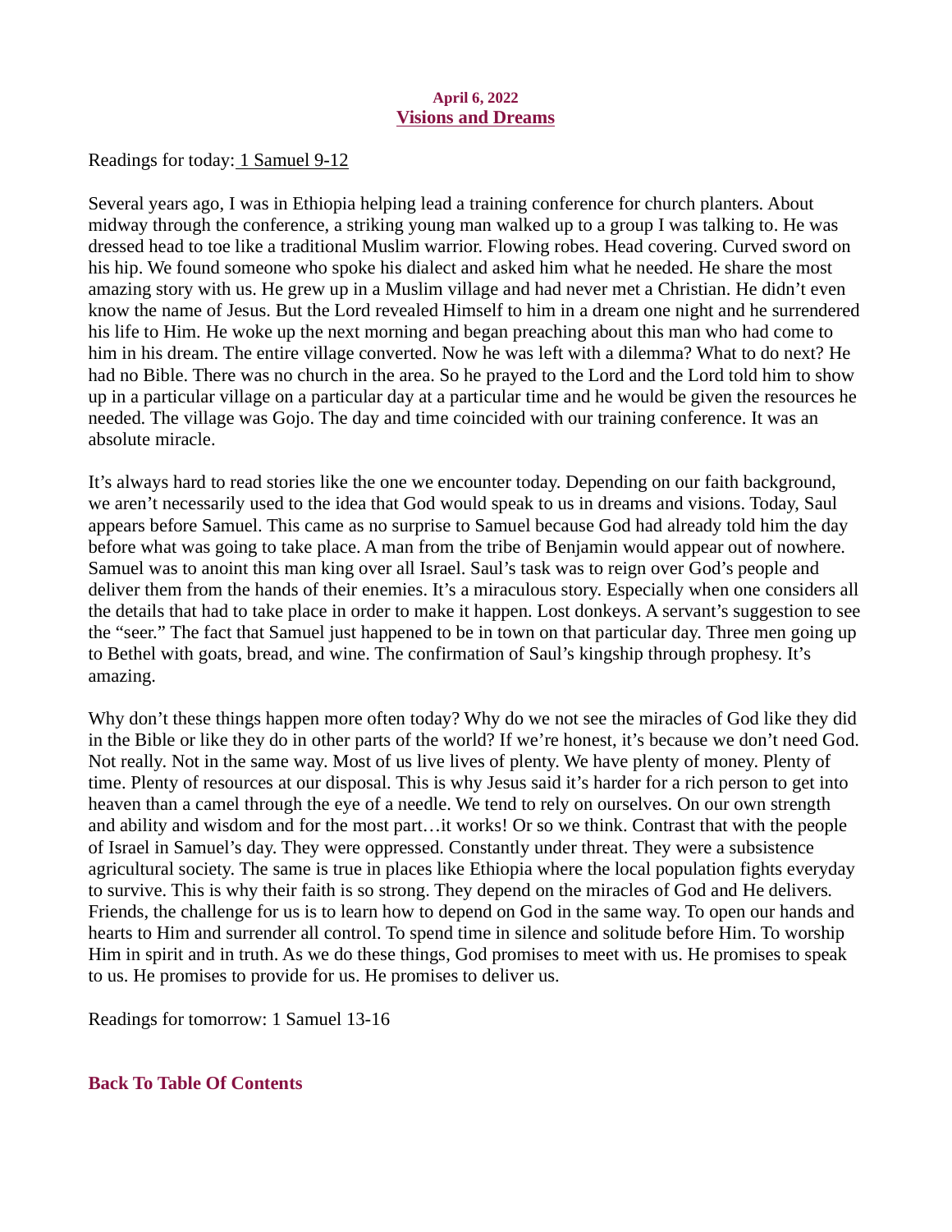**April 6, 2022**

# Visions and Dreams

Readings for today: 1 Samuel 9-12

Several years ago, I was in Ethiopia helping lead a training conference for church planters. About midway through the conference, a striking young man walked up to a group I was talking to. He was dressed head to toe like a traditional Muslim warrior. Flowing robes. Head covering. Curved sword on his hip. We found someone who spoke his dialect and asked him what he needed. He share the most amazing story with us. He grew up in a Muslim village and had never met a Christian. He didn't even know the name of Jesus. But the Lord revealed Himself to him in a dream one night and he surrendered his life to Him. He woke up the next morning and began preaching about this man who had come to him in his dream. The entire village converted. Now he was left with a dilemma? What to do next? He had no Bible. There was no church in the area. So he prayed to the Lord and the Lord told him to show up in a particular village on a particular day at a particular time and he would be given the resources he needed. The village was Gojo. The day and time coincided with our training conference. It was an absolute miracle.

It's always hard to read stories like the one we encounter today. Depending on our faith background, we aren't necessarily used to the idea that God would speak to us in dreams and visions. Today, Saul appears before Samuel. This came as no surprise to Samuel because God had already told him the day before what was going to take place. A man from the tribe of Benjamin would appear out of nowhere. Samuel was to anoint this man king over all Israel. Saul's task was to reign over God's people and deliver them from the hands of their enemies. It's a miraculous story. Especially when one considers all the details that had to take place in order to make it happen. Lost donkeys. A servant's suggestion to see the "seer." The fact that Samuel just happened to be in town on that particular day. Three men going up to Bethel with goats, bread, and wine. The confirmation of Saul's kingship through prophesy. It's amazing.

Why don't these things happen more often today? Why do we not see the miracles of God like they did in the Bible or like they do in other parts of the world? If we're honest, it's because we don't need God. Not really. Not in the same way. Most of us live lives of plenty. We have plenty of money. Plenty of time. Plenty of resources at our disposal. This is why Jesus said it's harder for a rich person to get into heaven than a camel through the eye of a needle. We tend to rely on ourselves. On our own strength and ability and wisdom and for the most part…it works! Or so we think. Contrast that with the people of Israel in Samuel's day. They were oppressed. Constantly under threat. They were a subsistence agricultural society. The same is true in places like Ethiopia where the local population fights everyday to survive. This is why their faith is so strong. They depend on the miracles of God and He delivers. Friends, the challenge for us is to learn how to depend on God in the same way. To open our hands and hearts to Him and surrender all control. To spend time in silence and solitude before Him. To worship Him in spirit and in truth. As we do these things, God promises to meet with us. He promises to speak to us. He promises to provide for us. He promises to deliver us.

Readings for tomorrow: 1 Samuel 13-16

**Back To Table Of Contents**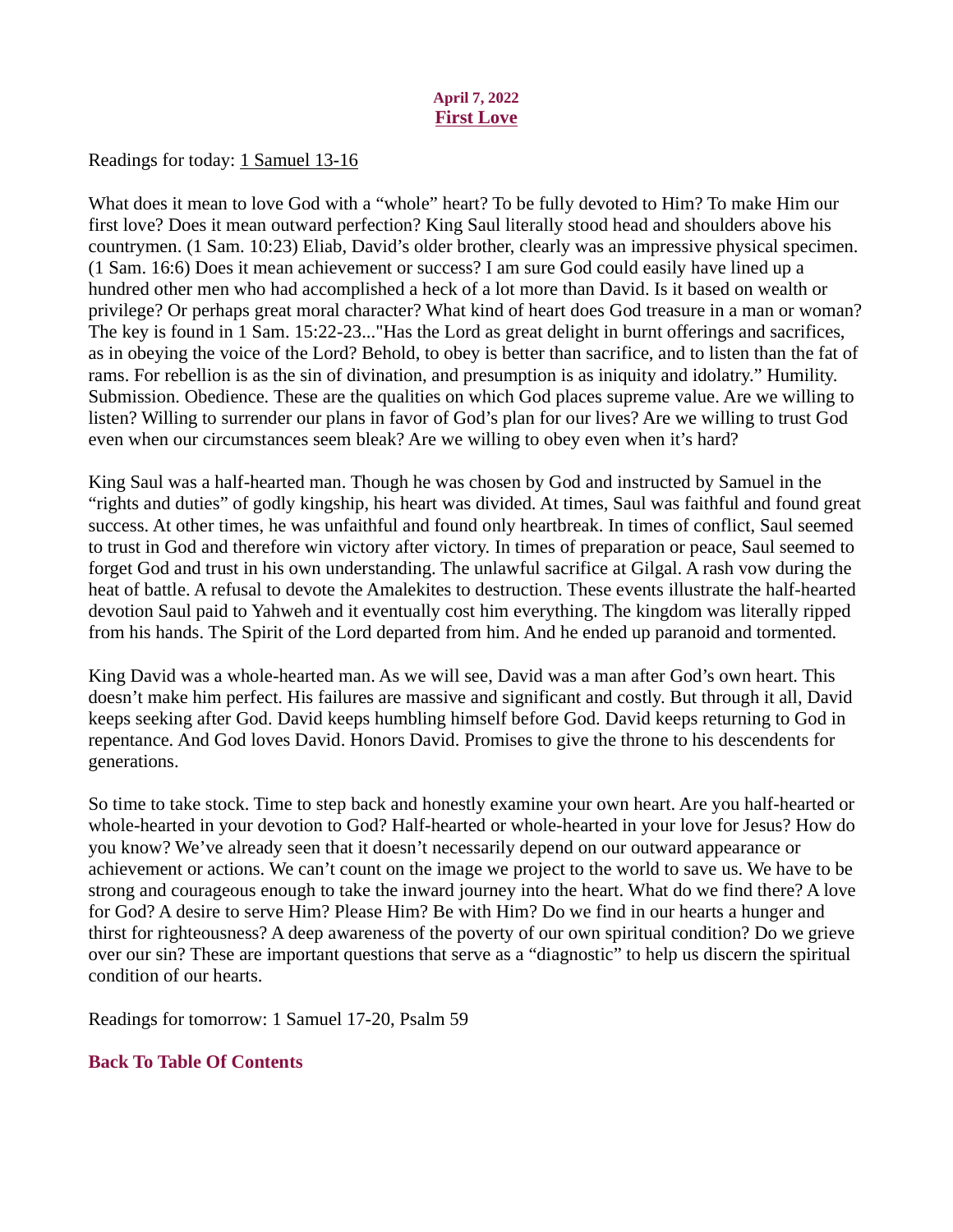**April 7, 2022**

## First Love

Readings for today: 1 Samuel 13-16

What does it mean to love God with a "whole" heart? To be fully devoted to Him? To make Him our first love? Does it mean outward perfection? King Saul literally stood head and shoulders above his countrymen. (1 Sam. 10:23) Eliab, David's older brother, clearly was an impressive physical specimen. (1 Sam. 16:6) Does it mean achievement or success? I am sure God could easily have lined up a hundred other men who had accomplished a heck of a lot more than David. Is it based on wealth or privilege? Or perhaps great moral character? What kind of heart does God treasure in a man or woman? The key is found in 1 Sam. 15:22-23..."Has the Lord as great delight in burnt offerings and sacrifices, as in obeying the voice of the Lord? Behold, to obey is better than sacrifice, and to listen than the fat of rams. For rebellion is as the sin of divination, and presumption is as iniquity and idolatry." Humility. Submission. Obedience. These are the qualities on which God places supreme value. Are we willing to listen? Willing to surrender our plans in favor of God's plan for our lives? Are we willing to trust God even when our circumstances seem bleak? Are we willing to obey even when it's hard?

King Saul was a half-hearted man. Though he was chosen by God and instructed by Samuel in the "rights and duties" of godly kingship, his heart was divided. At times, Saul was faithful and found great success. At other times, he was unfaithful and found only heartbreak. In times of conflict, Saul seemed to trust in God and therefore win victory after victory. In times of preparation or peace, Saul seemed to forget God and trust in his own understanding. The unlawful sacrifice at Gilgal. A rash vow during the heat of battle. A refusal to devote the Amalekites to destruction. These events illustrate the half-hearted devotion Saul paid to Yahweh and it eventually cost him everything. The kingdom was literally ripped from his hands. The Spirit of the Lord departed from him. And he ended up paranoid and tormented.

King David was a whole-hearted man. As we will see, David was a man after God's own heart. This doesn't make him perfect. His failures are massive and significant and costly. But through it all, David keeps seeking after God. David keeps humbling himself before God. David keeps returning to God in repentance. And God loves David. Honors David. Promises to give the throne to his descendents for generations.

So time to take stock. Time to step back and honestly examine your own heart. Are you half-hearted or whole-hearted in your devotion to God? Half-hearted or whole-hearted in your love for Jesus? How do you know? We've already seen that it doesn't necessarily depend on our outward appearance or achievement or actions. We can't count on the image we project to the world to save us. We have to be strong and courageous enough to take the inward journey into the heart. What do we find there? A love for God? A desire to serve Him? Please Him? Be with Him? Do we find in our hearts a hunger and thirst for righteousness? A deep awareness of the poverty of our own spiritual condition? Do we grieve over our sin? These are important questions that serve as a "diagnostic" to help us discern the spiritual condition of our hearts.

Readings for tomorrow: 1 Samuel 17-20, Psalm 59

**Back To Table Of Contents**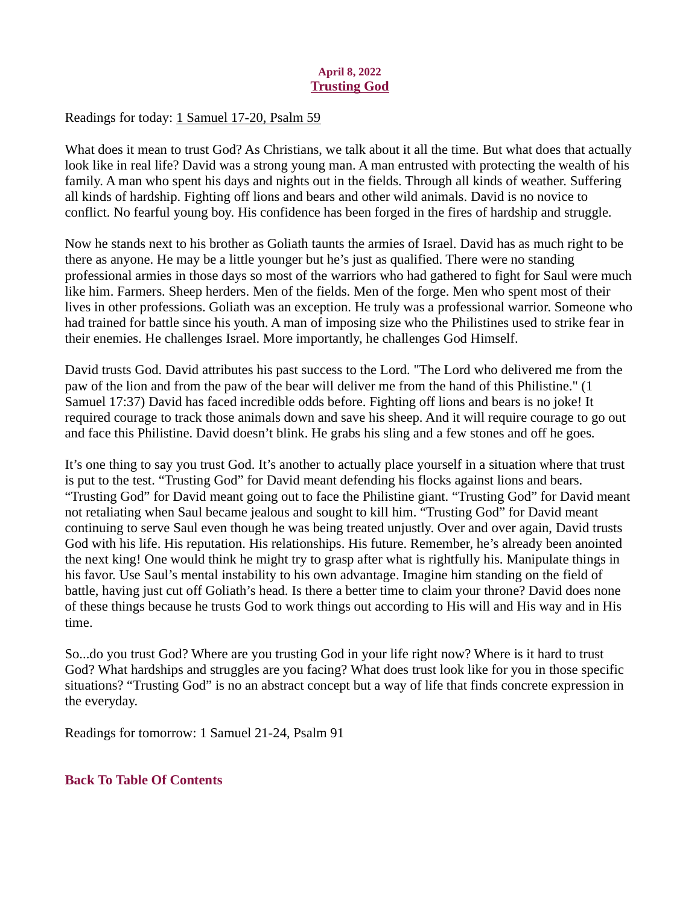**April 8, 2022**

## Trusting God

Readings for today: 1 Samuel 17-20, Psalm 59

What does it mean to trust God? As Christians, we talk about it all the time. But what does that actually look like in real life? David was a strong young man. A man entrusted with protecting the wealth of his family. A man who spent his days and nights out in the fields. Through all kinds of weather. Suffering all kinds of hardship. Fighting off lions and bears and other wild animals. David is no novice to conflict. No fearful young boy. His confidence has been forged in the fires of hardship and struggle.

Now he stands next to his brother as Goliath taunts the armies of Israel. David has as much right to be there as anyone. He may be a little younger but he’s just as qualified. There were no standing professional armies in those days so most of the warriors who had gathered to fight for Saul were much like him. Farmers. Sheep herders. Men of the fields. Men of the forge. Men who spent most of their lives in other professions. Goliath was an exception. He truly was a professional warrior. Someone who had trained for battle since his youth. A man of imposing size who the Philistines used to strike fear in their enemies. He challenges Israel. More importantly, he challenges God Himself.

David trusts God. David attributes his past success to the Lord. "The Lord who delivered me from the paw of the lion and from the paw of the bear will deliver me from the hand of this Philistine." (1 Samuel 17:37) David has faced incredible odds before. Fighting off lions and bears is no joke! It required courage to track those animals down and save his sheep. And it will require courage to go out and face this Philistine. David doesn’t blink. He grabs his sling and a few stones and off he goes.

It’s one thing to say you trust God. It’s another to actually place yourself in a situation where that trust is put to the test. “Trusting God” for David meant defending his flocks against lions and bears. “Trusting God” for David meant going out to face the Philistine giant. “Trusting God” for David meant not retaliating when Saul became jealous and sought to kill him. “Trusting God” for David meant continuing to serve Saul even though he was being treated unjustly. Over and over again, David trusts God with his life. His reputation. His relationships. His future. Remember, he’s already been anointed the next king! One would think he might try to grasp after what is rightfully his. Manipulate things in his favor. Use Saul’s mental instability to his own advantage. Imagine him standing on the field of battle, having just cut off Goliath’s head. Is there a better time to claim your throne? David does none of these things because he trusts God to work things out according to His will and His way and in His time.

So...do you trust God? Where are you trusting God in your life right now? Where is it hard to trust God? What hardships and struggles are you facing? What does trust look like for you in those specific situations? “Trusting God” is no an abstract concept but a way of life that finds concrete expression in the everyday.

Readings for tomorrow: 1 Samuel 21-24, Psalm 91

**Back To Table Of Contents**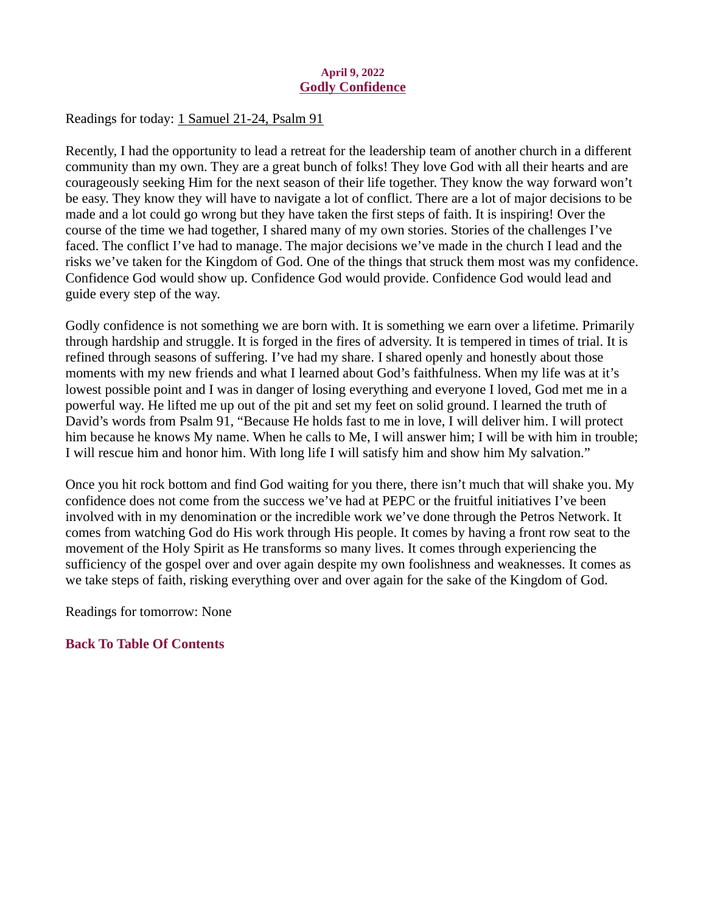**April 9, 2022**

## Godly Confidence

Readings for today: 1 Samuel 21-24, Psalm 91

Recently, I had the opportunity to lead a retreat for the leadership team of another church in a different community than my own. They are a great bunch of folks! They love God with all their hearts and are courageously seeking Him for the next season of their life together. They know the way forward won't be easy. They know they will have to navigate a lot of conflict. There are a lot of major decisions to be made and a lot could go wrong but they have taken the first steps of faith. It is inspiring! Over the course of the time we had together, I shared many of my own stories. Stories of the challenges I've faced. The conflict I've had to manage. The major decisions we've made in the church I lead and the risks we've taken for the Kingdom of God. One of the things that struck them most was my confidence. Confidence God would show up. Confidence God would provide. Confidence God would lead and guide every step of the way.

Godly confidence is not something we are born with. It is something we earn over a lifetime. Primarily through hardship and struggle. It is forged in the fires of adversity. It is tempered in times of trial. It is refined through seasons of suffering. I've had my share. I shared openly and honestly about those moments with my new friends and what I learned about God's faithfulness. When my life was at it's lowest possible point and I was in danger of losing everything and everyone I loved, God met me in a powerful way. He lifted me up out of the pit and set my feet on solid ground. I learned the truth of David's words from Psalm 91, "Because He holds fast to me in love, I will deliver him. I will protect him because he knows My name. When he calls to Me, I will answer him; I will be with him in trouble; I will rescue him and honor him. With long life I will satisfy him and show him My salvation."

Once you hit rock bottom and find God waiting for you there, there isn't much that will shake you. My confidence does not come from the success we've had at PEPC or the fruitful initiatives I've been involved with in my denomination or the incredible work we've done through the Petros Network. It comes from watching God do His work through His people. It comes by having a front row seat to the movement of the Holy Spirit as He transforms so many lives. It comes through experiencing the sufficiency of the gospel over and over again despite my own foolishness and weaknesses. It comes as we take steps of faith, risking everything over and over again for the sake of the Kingdom of God.

Readings for tomorrow: None

**Back To Table Of Contents**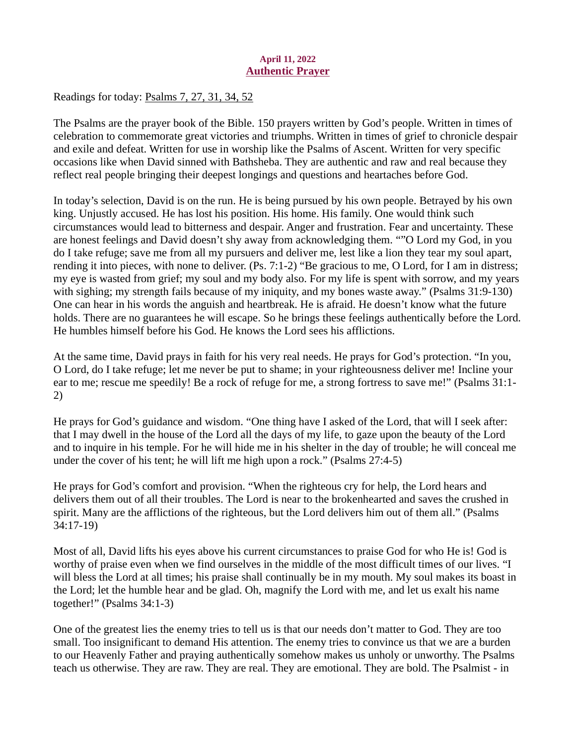**April 11, 2022**

## Authentic Prayer

Readings for today: Psalms 7, 27, 31, 34, 52

The Psalms are the prayer book of the Bible. 150 prayers written by God's people. Written in times of celebration to commemorate great victories and triumphs. Written in times of grief to chronicle despair and exile and defeat. Written for use in worship like the Psalms of Ascent. Written for very specific occasions like when David sinned with Bathsheba. They are authentic and raw and real because they reflect real people bringing their deepest longings and questions and heartaches before God.

In today's selection, David is on the run. He is being pursued by his own people. Betrayed by his own king. Unjustly accused. He has lost his position. His home. His family. One would think such circumstances would lead to bitterness and despair. Anger and frustration. Fear and uncertainty. These are honest feelings and David doesn't shy away from acknowledging them. ""O Lord my God, in you do I take refuge; save me from all my pursuers and deliver me, lest like a lion they tear my soul apart, rending it into pieces, with none to deliver. (Ps. 7:1-2) "Be gracious to me, O Lord, for I am in distress; my eye is wasted from grief; my soul and my body also. For my life is spent with sorrow, and my years with sighing; my strength fails because of my iniquity, and my bones waste away." (Psalms 31:9-130) One can hear in his words the anguish and heartbreak. He is afraid. He doesn't know what the future holds. There are no guarantees he will escape. So he brings these feelings authentically before the Lord. He humbles himself before his God. He knows the Lord sees his afflictions.

At the same time, David prays in faith for his very real needs. He prays for God's protection. "In you, O Lord, do I take refuge; let me never be put to shame; in your righteousness deliver me! Incline your ear to me; rescue me speedily! Be a rock of refuge for me, a strong fortress to save me!" (Psalms 31:1-2)

He prays for God's guidance and wisdom. "One thing have I asked of the Lord, that will I seek after: that I may dwell in the house of the Lord all the days of my life, to gaze upon the beauty of the Lord and to inquire in his temple. For he will hide me in his shelter in the day of trouble; he will conceal me under the cover of his tent; he will lift me high upon a rock." (Psalms 27:4-5)

He prays for God's comfort and provision. "When the righteous cry for help, the Lord hears and delivers them out of all their troubles. The Lord is near to the brokenhearted and saves the crushed in spirit. Many are the afflictions of the righteous, but the Lord delivers him out of them all." (Psalms 34:17-19)

Most of all, David lifts his eyes above his current circumstances to praise God for who He is! God is worthy of praise even when we find ourselves in the middle of the most difficult times of our lives. "I will bless the Lord at all times; his praise shall continually be in my mouth. My soul makes its boast in the Lord; let the humble hear and be glad. Oh, magnify the Lord with me, and let us exalt his name together!" (Psalms 34:1-3)

One of the greatest lies the enemy tries to tell us is that our needs don't matter to God. They are too small. Too insignificant to demand His attention. The enemy tries to convince us that we are a burden to our Heavenly Father and praying authentically somehow makes us unholy or unworthy. The Psalms teach us otherwise. They are raw. They are real. They are emotional. They are bold. The Psalmist - in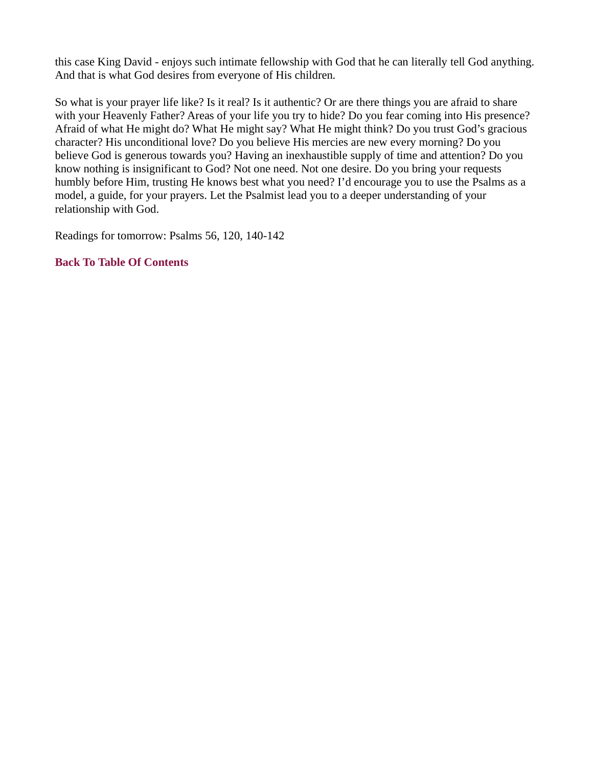this case King David - enjoys such intimate fellowship with God that he can literally tell God anything. And that is what God desires from everyone of His children.

So what is your prayer life like? Is it real? Is it authentic? Or are there things you are afraid to share with your Heavenly Father? Areas of your life you try to hide? Do you fear coming into His presence? Afraid of what He might do? What He might say? What He might think? Do you trust God's gracious character? His unconditional love? Do you believe His mercies are new every morning? Do you believe God is generous towards you? Having an inexhaustible supply of time and attention? Do you know nothing is insignificant to God? Not one need. Not one desire. Do you bring your requests humbly before Him, trusting He knows best what you need? I'd encourage you to use the Psalms as a model, a guide, for your prayers. Let the Psalmist lead you to a deeper understanding of your relationship with God.

Readings for tomorrow: Psalms 56, 120, 140-142

**Back To Table Of Contents**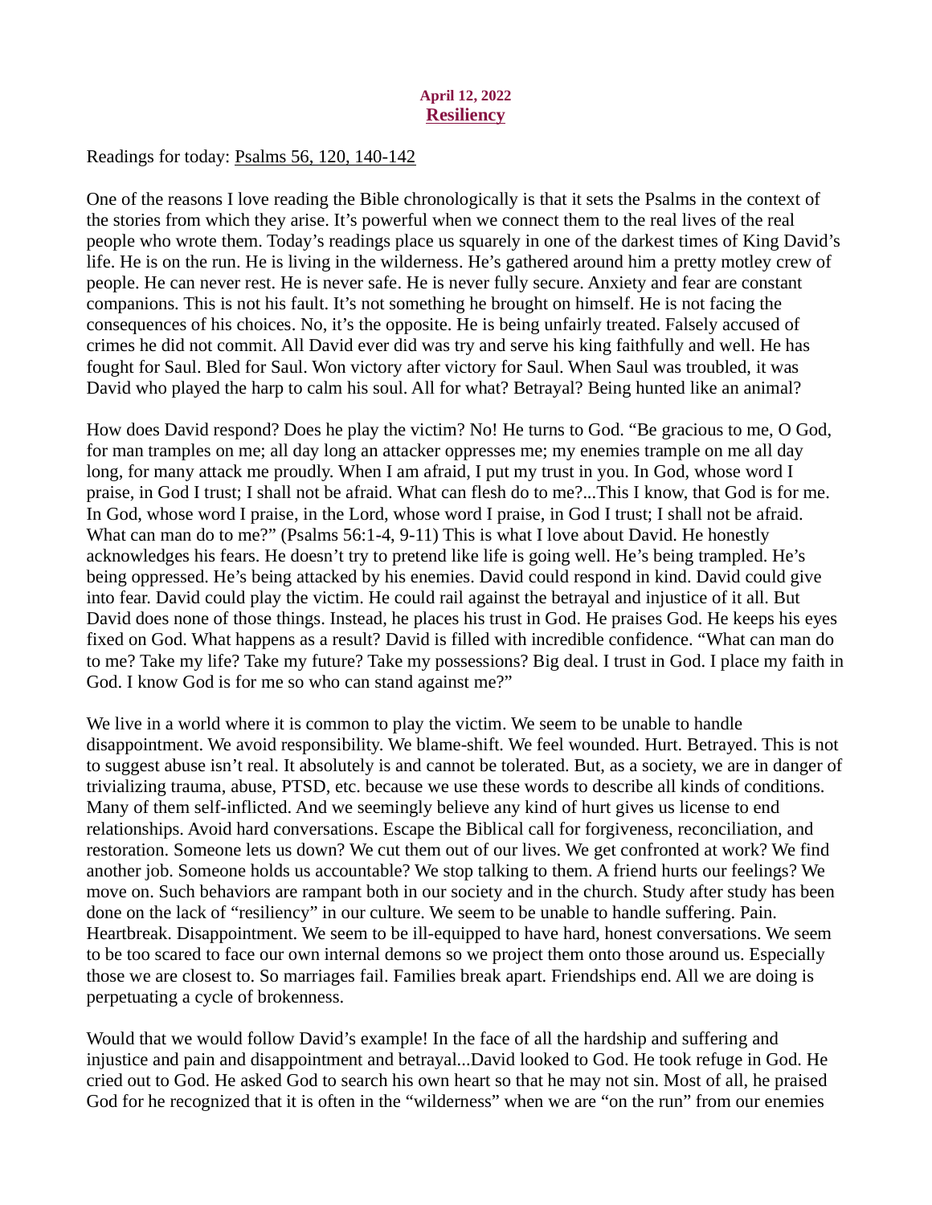April 12, 2022

# Resiliency

Readings for today: Psalms 56, 120, 140-142

One of the reasons I love reading the Bible chronologically is that it sets the Psalms in the context of the stories from which they arise. It's powerful when we connect them to the real lives of the real people who wrote them. Today's readings place us squarely in one of the darkest times of King David's life. He is on the run. He is living in the wilderness. He's gathered around him a pretty motley crew of people. He can never rest. He is never safe. He is never fully secure. Anxiety and fear are constant companions. This is not his fault. It's not something he brought on himself. He is not facing the consequences of his choices. No, it's the opposite. He is being unfairly treated. Falsely accused of crimes he did not commit. All David ever did was try and serve his king faithfully and well. He has fought for Saul. Bled for Saul. Won victory after victory for Saul. When Saul was troubled, it was David who played the harp to calm his soul. All for what? Betrayal? Being hunted like an animal?

How does David respond? Does he play the victim? No! He turns to God. "Be gracious to me, O God, for man tramples on me; all day long an attacker oppresses me; my enemies trample on me all day long, for many attack me proudly. When I am afraid, I put my trust in you. In God, whose word I praise, in God I trust; I shall not be afraid. What can flesh do to me?...This I know, that God is for me. In God, whose word I praise, in the Lord, whose word I praise, in God I trust; I shall not be afraid. What can man do to me?" (Psalms 56:1-4, 9-11) This is what I love about David. He honestly acknowledges his fears. He doesn't try to pretend like life is going well. He's being trampled. He's being oppressed. He's being attacked by his enemies. David could respond in kind. David could give into fear. David could play the victim. He could rail against the betrayal and injustice of it all. But David does none of those things. Instead, he places his trust in God. He praises God. He keeps his eyes fixed on God. What happens as a result? David is filled with incredible confidence. "What can man do to me? Take my life? Take my future? Take my possessions? Big deal. I trust in God. I place my faith in God. I know God is for me so who can stand against me?"

We live in a world where it is common to play the victim. We seem to be unable to handle disappointment. We avoid responsibility. We blame-shift. We feel wounded. Hurt. Betrayed. This is not to suggest abuse isn't real. It absolutely is and cannot be tolerated. But, as a society, we are in danger of trivializing trauma, abuse, PTSD, etc. because we use these words to describe all kinds of conditions. Many of them self-inflicted. And we seemingly believe any kind of hurt gives us license to end relationships. Avoid hard conversations. Escape the Biblical call for forgiveness, reconciliation, and restoration. Someone lets us down? We cut them out of our lives. We get confronted at work? We find another job. Someone holds us accountable? We stop talking to them. A friend hurts our feelings? We move on. Such behaviors are rampant both in our society and in the church. Study after study has been done on the lack of "resiliency" in our culture. We seem to be unable to handle suffering. Pain. Heartbreak. Disappointment. We seem to be ill-equipped to have hard, honest conversations. We seem to be too scared to face our own internal demons so we project them onto those around us. Especially those we are closest to. So marriages fail. Families break apart. Friendships end. All we are doing is perpetuating a cycle of brokenness.

Would that we would follow David's example! In the face of all the hardship and suffering and injustice and pain and disappointment and betrayal...David looked to God. He took refuge in God. He cried out to God. He asked God to search his own heart so that he may not sin. Most of all, he praised God for he recognized that it is often in the "wilderness" when we are "on the run" from our enemies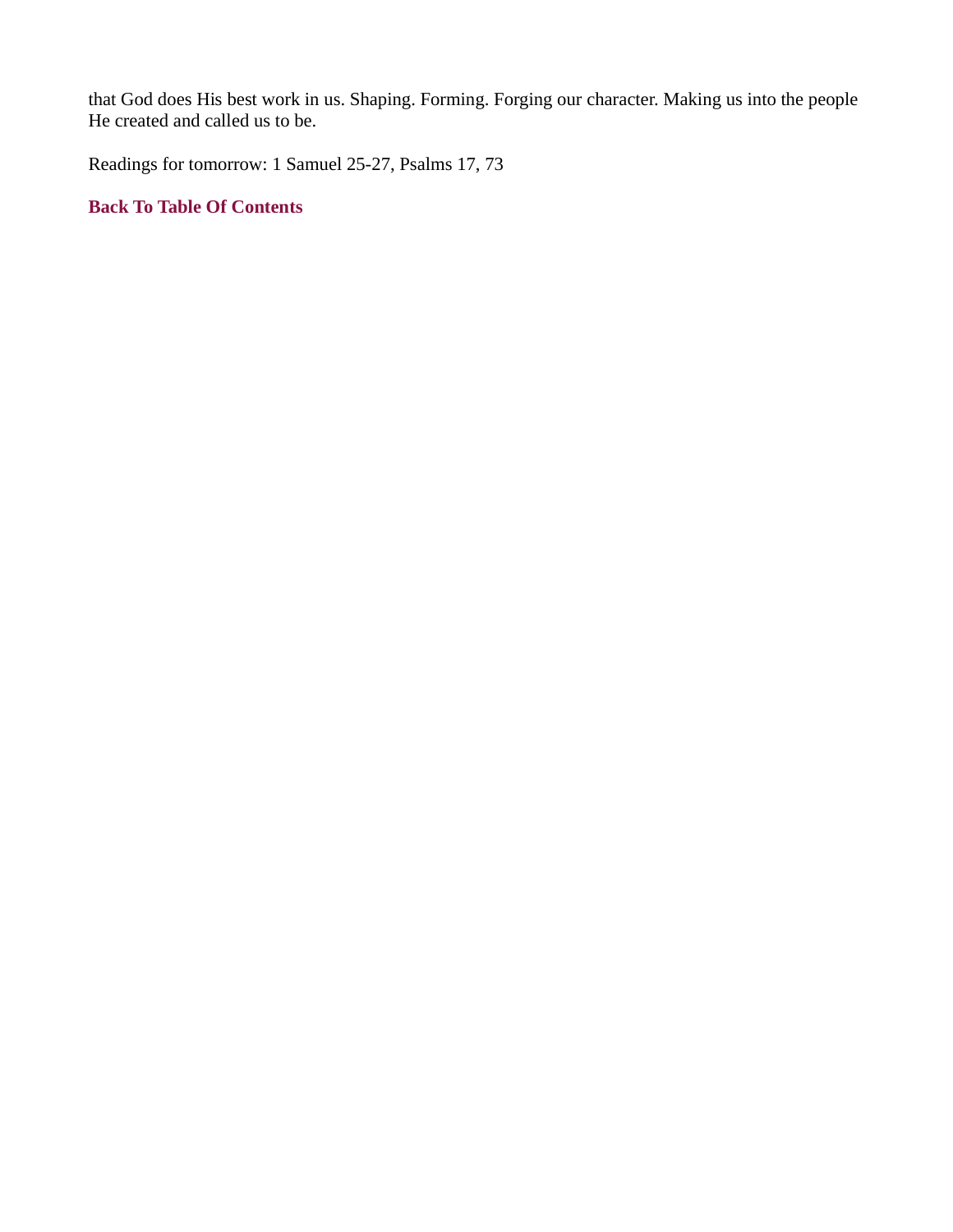that God does His best work in us. Shaping. Forming. Forging our character. Making us into the people He created and called us to be.

Readings for tomorrow: 1 Samuel 25-27, Psalms 17, 73

**Back To Table Of Contents**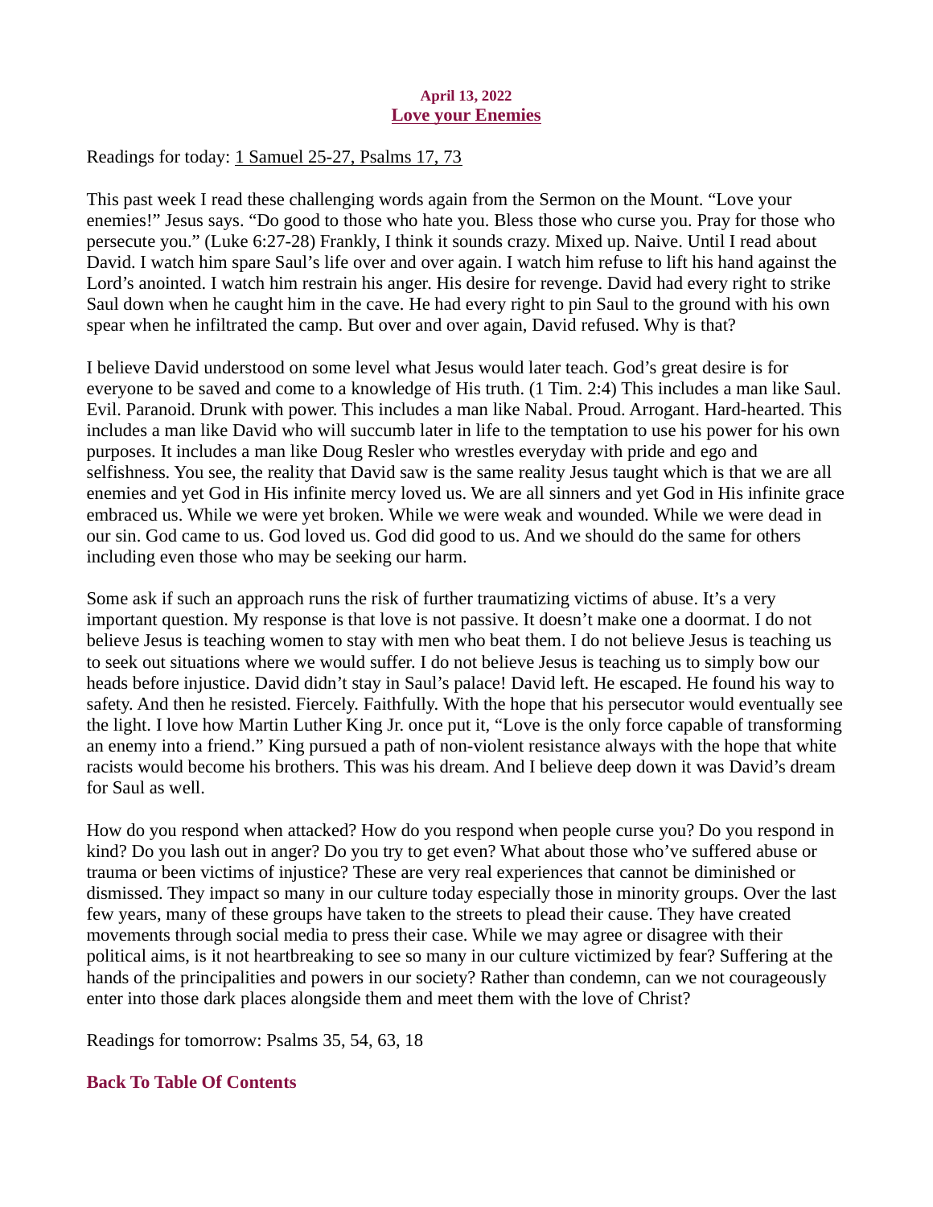**April 13, 2022**

## Love your Enemies

Readings for today: 1 Samuel 25-27, Psalms 17, 73

This past week I read these challenging words again from the Sermon on the Mount. "Love your enemies!" Jesus says. "Do good to those who hate you. Bless those who curse you. Pray for those who persecute you." (Luke 6:27-28) Frankly, I think it sounds crazy. Mixed up. Naive. Until I read about David. I watch him spare Saul's life over and over again. I watch him refuse to lift his hand against the Lord's anointed. I watch him restrain his anger. His desire for revenge. David had every right to strike Saul down when he caught him in the cave. He had every right to pin Saul to the ground with his own spear when he infiltrated the camp. But over and over again, David refused. Why is that?

I believe David understood on some level what Jesus would later teach. God's great desire is for everyone to be saved and come to a knowledge of His truth. (1 Tim. 2:4) This includes a man like Saul. Evil. Paranoid. Drunk with power. This includes a man like Nabal. Proud. Arrogant. Hard-hearted. This includes a man like David who will succumb later in life to the temptation to use his power for his own purposes. It includes a man like Doug Resler who wrestles everyday with pride and ego and selfishness. You see, the reality that David saw is the same reality Jesus taught which is that we are all enemies and yet God in His infinite mercy loved us. We are all sinners and yet God in His infinite grace embraced us. While we were yet broken. While we were weak and wounded. While we were dead in our sin. God came to us. God loved us. God did good to us. And we should do the same for others including even those who may be seeking our harm.

Some ask if such an approach runs the risk of further traumatizing victims of abuse. It's a very important question. My response is that love is not passive. It doesn't make one a doormat. I do not believe Jesus is teaching women to stay with men who beat them. I do not believe Jesus is teaching us to seek out situations where we would suffer. I do not believe Jesus is teaching us to simply bow our heads before injustice. David didn't stay in Saul's palace! David left. He escaped. He found his way to safety. And then he resisted. Fiercely. Faithfully. With the hope that his persecutor would eventually see the light. I love how Martin Luther King Jr. once put it, "Love is the only force capable of transforming an enemy into a friend." King pursued a path of non-violent resistance always with the hope that white racists would become his brothers. This was his dream. And I believe deep down it was David's dream for Saul as well.

How do you respond when attacked? How do you respond when people curse you? Do you respond in kind? Do you lash out in anger? Do you try to get even? What about those who've suffered abuse or trauma or been victims of injustice? These are very real experiences that cannot be diminished or dismissed. They impact so many in our culture today especially those in minority groups. Over the last few years, many of these groups have taken to the streets to plead their cause. They have created movements through social media to press their case. While we may agree or disagree with their political aims, is it not heartbreaking to see so many in our culture victimized by fear? Suffering at the hands of the principalities and powers in our society? Rather than condemn, can we not courageously enter into those dark places alongside them and meet them with the love of Christ?

Readings for tomorrow: Psalms 35, 54, 63, 18

**Back To Table Of Contents**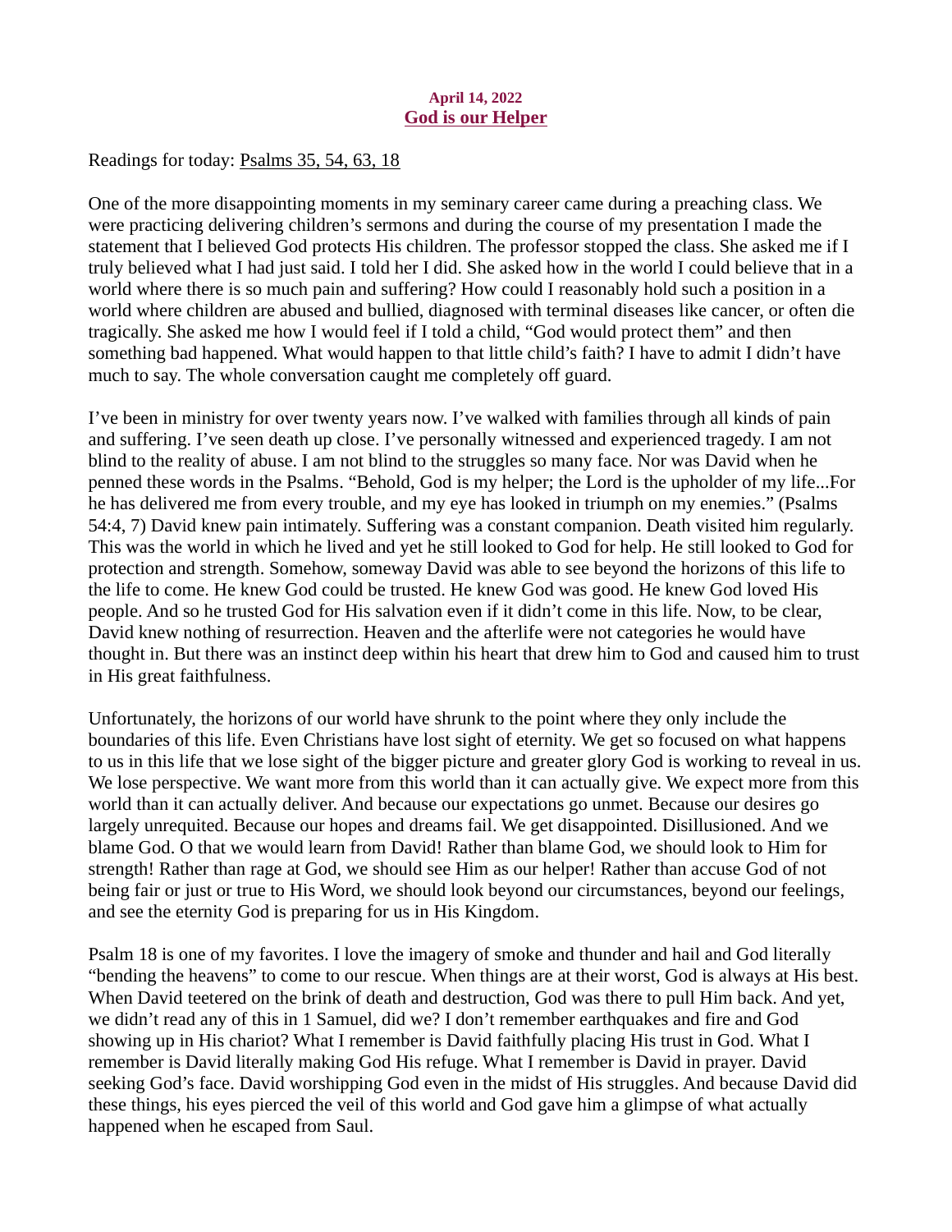April 14, 2022

# God is our Helper

Readings for today: Psalms 35, 54, 63, 18

One of the more disappointing moments in my seminary career came during a preaching class. We were practicing delivering children's sermons and during the course of my presentation I made the statement that I believed God protects His children. The professor stopped the class. She asked me if I truly believed what I had just said. I told her I did. She asked how in the world I could believe that in a world where there is so much pain and suffering? How could I reasonably hold such a position in a world where children are abused and bullied, diagnosed with terminal diseases like cancer, or often die tragically. She asked me how I would feel if I told a child, "God would protect them" and then something bad happened. What would happen to that little child's faith? I have to admit I didn't have much to say. The whole conversation caught me completely off guard.

I've been in ministry for over twenty years now. I've walked with families through all kinds of pain and suffering. I've seen death up close. I've personally witnessed and experienced tragedy. I am not blind to the reality of abuse. I am not blind to the struggles so many face. Nor was David when he penned these words in the Psalms. "Behold, God is my helper; the Lord is the upholder of my life...For he has delivered me from every trouble, and my eye has looked in triumph on my enemies." (Psalms 54:4, 7) David knew pain intimately. Suffering was a constant companion. Death visited him regularly. This was the world in which he lived and yet he still looked to God for help. He still looked to God for protection and strength. Somehow, someway David was able to see beyond the horizons of this life to the life to come. He knew God could be trusted. He knew God was good. He knew God loved His people. And so he trusted God for His salvation even if it didn't come in this life. Now, to be clear, David knew nothing of resurrection. Heaven and the afterlife were not categories he would have thought in. But there was an instinct deep within his heart that drew him to God and caused him to trust in His great faithfulness.

Unfortunately, the horizons of our world have shrunk to the point where they only include the boundaries of this life. Even Christians have lost sight of eternity. We get so focused on what happens to us in this life that we lose sight of the bigger picture and greater glory God is working to reveal in us. We lose perspective. We want more from this world than it can actually give. We expect more from this world than it can actually deliver. And because our expectations go unmet. Because our desires go largely unrequited. Because our hopes and dreams fail. We get disappointed. Disillusioned. And we blame God. O that we would learn from David! Rather than blame God, we should look to Him for strength! Rather than rage at God, we should see Him as our helper! Rather than accuse God of not being fair or just or true to His Word, we should look beyond our circumstances, beyond our feelings, and see the eternity God is preparing for us in His Kingdom.

Psalm 18 is one of my favorites. I love the imagery of smoke and thunder and hail and God literally "bending the heavens" to come to our rescue. When things are at their worst, God is always at His best. When David teetered on the brink of death and destruction, God was there to pull Him back. And yet, we didn't read any of this in 1 Samuel, did we? I don't remember earthquakes and fire and God showing up in His chariot? What I remember is David faithfully placing His trust in God. What I remember is David literally making God His refuge. What I remember is David in prayer. David seeking God's face. David worshipping God even in the midst of His struggles. And because David did these things, his eyes pierced the veil of this world and God gave him a glimpse of what actually happened when he escaped from Saul.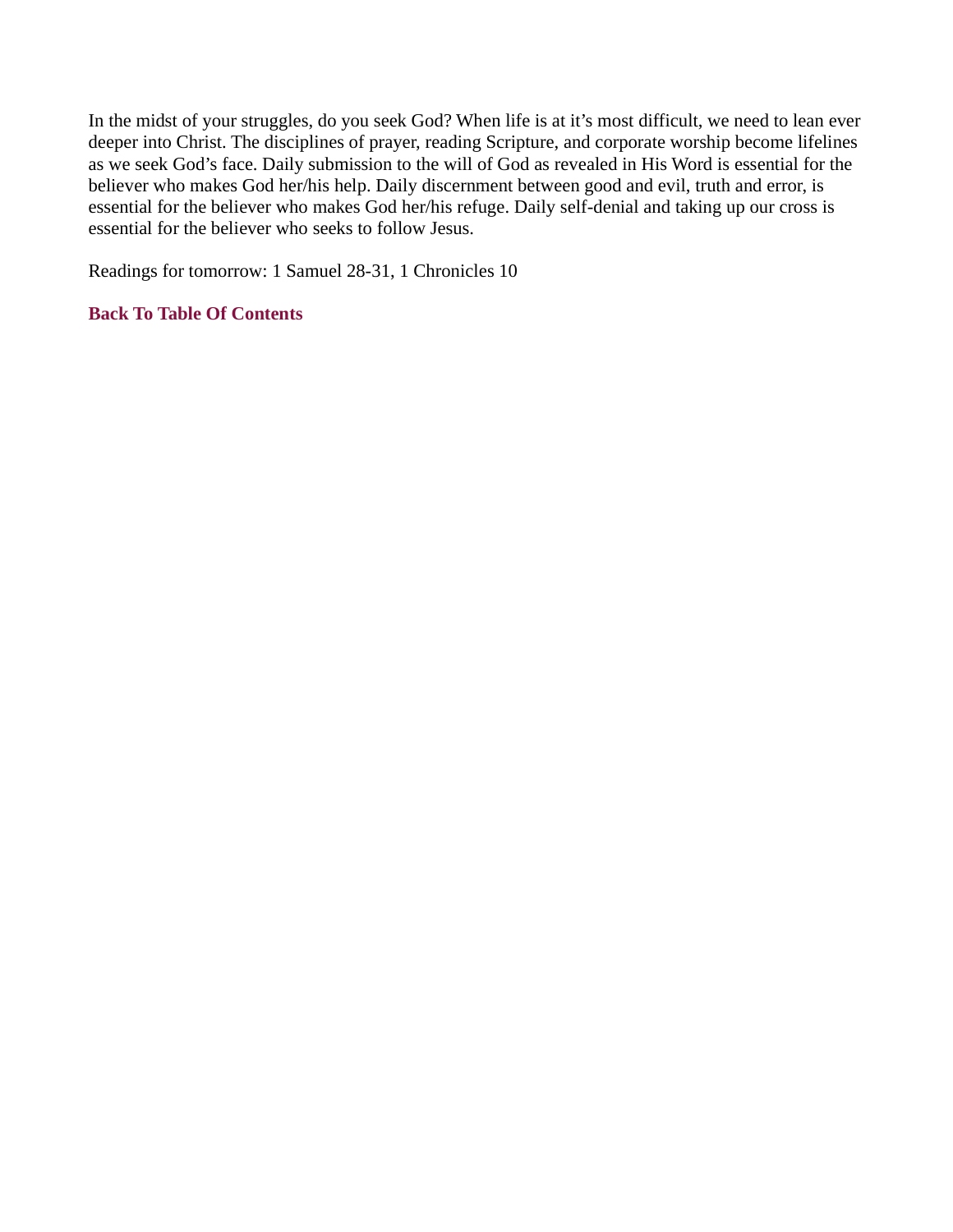In the midst of your struggles, do you seek God? When life is at it's most difficult, we need to lean ever deeper into Christ. The disciplines of prayer, reading Scripture, and corporate worship become lifelines as we seek God's face. Daily submission to the will of God as revealed in His Word is essential for the believer who makes God her/his help. Daily discernment between good and evil, truth and error, is essential for the believer who makes God her/his refuge. Daily self-denial and taking up our cross is essential for the believer who seeks to follow Jesus.

Readings for tomorrow: 1 Samuel 28-31, 1 Chronicles 10

**Back To Table Of Contents**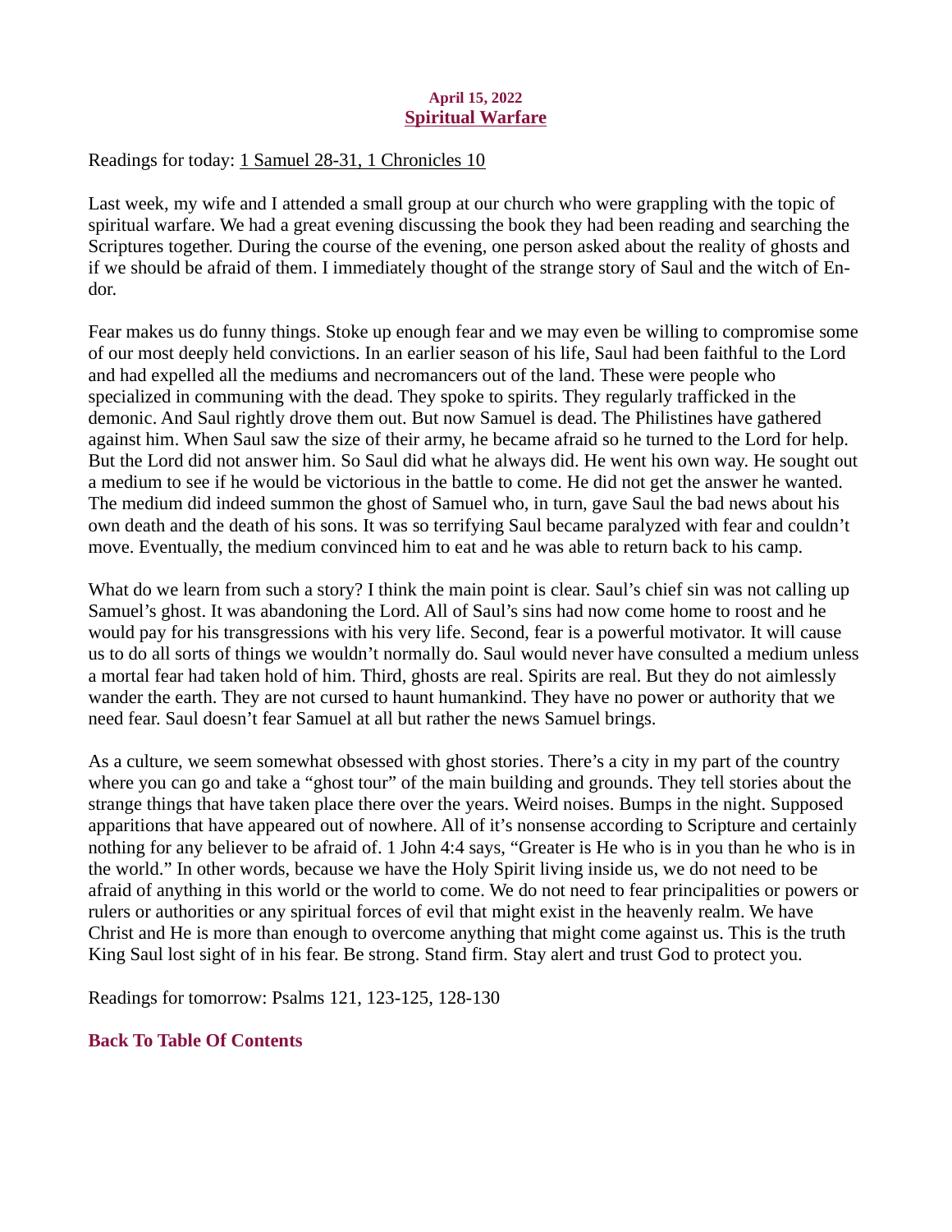**April 15, 2022**

## Spiritual Warfare

Readings for today: 1 Samuel 28-31, 1 Chronicles 10

Last week, my wife and I attended a small group at our church who were grappling with the topic of spiritual warfare. We had a great evening discussing the book they had been reading and searching the Scriptures together. During the course of the evening, one person asked about the reality of ghosts and if we should be afraid of them. I immediately thought of the strange story of Saul and the witch of En-dor.

Fear makes us do funny things. Stoke up enough fear and we may even be willing to compromise some of our most deeply held convictions. In an earlier season of his life, Saul had been faithful to the Lord and had expelled all the mediums and necromancers out of the land. These were people who specialized in communing with the dead. They spoke to spirits. They regularly trafficked in the demonic. And Saul rightly drove them out. But now Samuel is dead. The Philistines have gathered against him. When Saul saw the size of their army, he became afraid so he turned to the Lord for help. But the Lord did not answer him. So Saul did what he always did. He went his own way. He sought out a medium to see if he would be victorious in the battle to come. He did not get the answer he wanted. The medium did indeed summon the ghost of Samuel who, in turn, gave Saul the bad news about his own death and the death of his sons. It was so terrifying Saul became paralyzed with fear and couldn't move. Eventually, the medium convinced him to eat and he was able to return back to his camp.

What do we learn from such a story? I think the main point is clear. Saul's chief sin was not calling up Samuel's ghost. It was abandoning the Lord. All of Saul's sins had now come home to roost and he would pay for his transgressions with his very life. Second, fear is a powerful motivator. It will cause us to do all sorts of things we wouldn't normally do. Saul would never have consulted a medium unless a mortal fear had taken hold of him. Third, ghosts are real. Spirits are real. But they do not aimlessly wander the earth. They are not cursed to haunt humankind. They have no power or authority that we need fear. Saul doesn't fear Samuel at all but rather the news Samuel brings.

As a culture, we seem somewhat obsessed with ghost stories. There's a city in my part of the country where you can go and take a "ghost tour" of the main building and grounds. They tell stories about the strange things that have taken place there over the years. Weird noises. Bumps in the night. Supposed apparitions that have appeared out of nowhere. All of it's nonsense according to Scripture and certainly nothing for any believer to be afraid of. 1 John 4:4 says, "Greater is He who is in you than he who is in the world." In other words, because we have the Holy Spirit living inside us, we do not need to be afraid of anything in this world or the world to come. We do not need to fear principalities or powers or rulers or authorities or any spiritual forces of evil that might exist in the heavenly realm. We have Christ and He is more than enough to overcome anything that might come against us. This is the truth King Saul lost sight of in his fear. Be strong. Stand firm. Stay alert and trust God to protect you.

Readings for tomorrow: Psalms 121, 123-125, 128-130

**Back To Table Of Contents**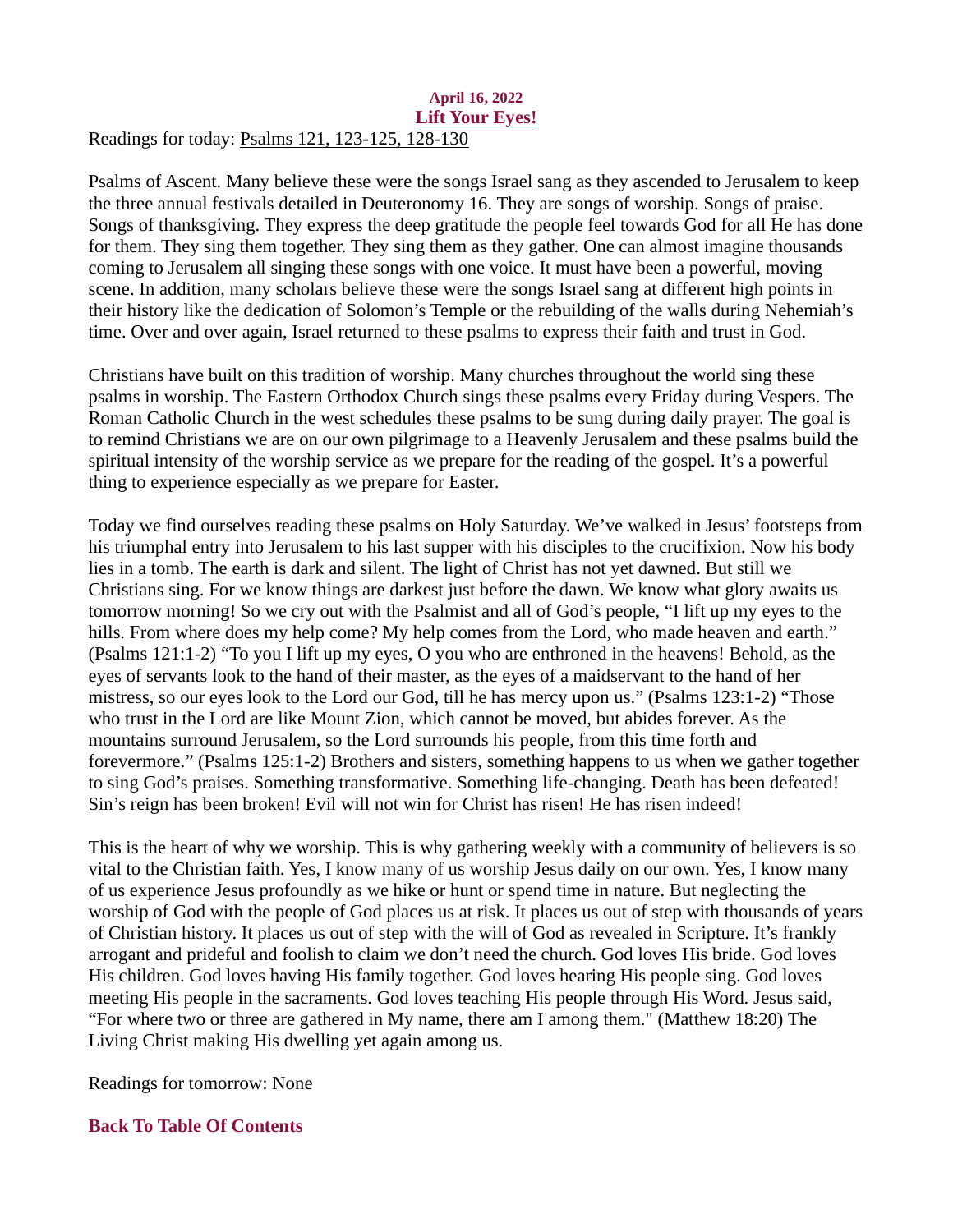**April 16, 2022**

## Lift Your Eyes!

Readings for today: Psalms 121, 123-125, 128-130

Psalms of Ascent. Many believe these were the songs Israel sang as they ascended to Jerusalem to keep the three annual festivals detailed in Deuteronomy 16. They are songs of worship. Songs of praise. Songs of thanksgiving. They express the deep gratitude the people feel towards God for all He has done for them. They sing them together. They sing them as they gather. One can almost imagine thousands coming to Jerusalem all singing these songs with one voice. It must have been a powerful, moving scene. In addition, many scholars believe these were the songs Israel sang at different high points in their history like the dedication of Solomon's Temple or the rebuilding of the walls during Nehemiah's time. Over and over again, Israel returned to these psalms to express their faith and trust in God.

Christians have built on this tradition of worship. Many churches throughout the world sing these psalms in worship. The Eastern Orthodox Church sings these psalms every Friday during Vespers. The Roman Catholic Church in the west schedules these psalms to be sung during daily prayer. The goal is to remind Christians we are on our own pilgrimage to a Heavenly Jerusalem and these psalms build the spiritual intensity of the worship service as we prepare for the reading of the gospel. It's a powerful thing to experience especially as we prepare for Easter.

Today we find ourselves reading these psalms on Holy Saturday. We've walked in Jesus' footsteps from his triumphal entry into Jerusalem to his last supper with his disciples to the crucifixion. Now his body lies in a tomb. The earth is dark and silent. The light of Christ has not yet dawned. But still we Christians sing. For we know things are darkest just before the dawn. We know what glory awaits us tomorrow morning! So we cry out with the Psalmist and all of God's people, "I lift up my eyes to the hills. From where does my help come? My help comes from the Lord, who made heaven and earth." (Psalms 121:1-2) "To you I lift up my eyes, O you who are enthroned in the heavens! Behold, as the eyes of servants look to the hand of their master, as the eyes of a maidservant to the hand of her mistress, so our eyes look to the Lord our God, till he has mercy upon us." (Psalms 123:1-2) "Those who trust in the Lord are like Mount Zion, which cannot be moved, but abides forever. As the mountains surround Jerusalem, so the Lord surrounds his people, from this time forth and forevermore." (Psalms 125:1-2) Brothers and sisters, something happens to us when we gather together to sing God's praises. Something transformative. Something life-changing. Death has been defeated! Sin's reign has been broken! Evil will not win for Christ has risen! He has risen indeed!

This is the heart of why we worship. This is why gathering weekly with a community of believers is so vital to the Christian faith. Yes, I know many of us worship Jesus daily on our own. Yes, I know many of us experience Jesus profoundly as we hike or hunt or spend time in nature. But neglecting the worship of God with the people of God places us at risk. It places us out of step with thousands of years of Christian history. It places us out of step with the will of God as revealed in Scripture. It's frankly arrogant and prideful and foolish to claim we don't need the church. God loves His bride. God loves His children. God loves having His family together. God loves hearing His people sing. God loves meeting His people in the sacraments. God loves teaching His people through His Word. Jesus said, "For where two or three are gathered in My name, there am I among them." (Matthew 18:20) The Living Christ making His dwelling yet again among us.

Readings for tomorrow: None

**Back To Table Of Contents**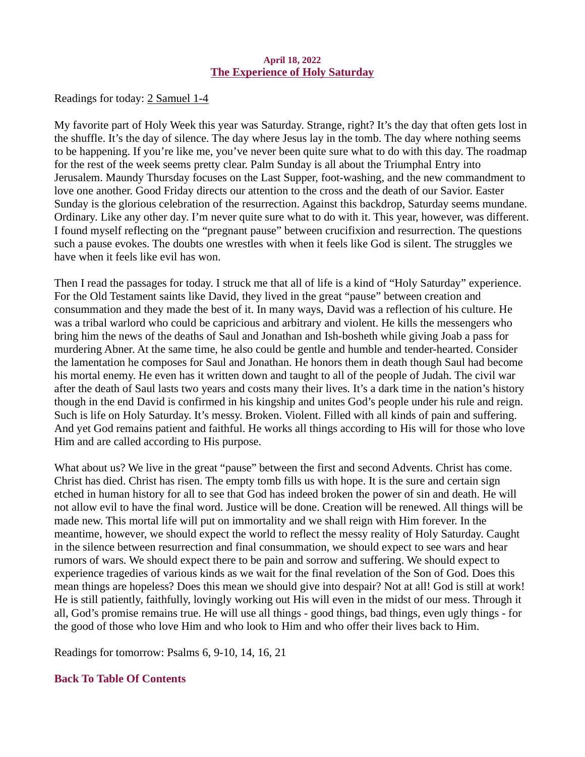**April 18, 2022**

## The Experience of Holy Saturday

Readings for today: 2 Samuel 1-4

My favorite part of Holy Week this year was Saturday. Strange, right? It's the day that often gets lost in the shuffle. It's the day of silence. The day where Jesus lay in the tomb. The day where nothing seems to be happening. If you're like me, you've never been quite sure what to do with this day. The roadmap for the rest of the week seems pretty clear. Palm Sunday is all about the Triumphal Entry into Jerusalem. Maundy Thursday focuses on the Last Supper, foot-washing, and the new commandment to love one another. Good Friday directs our attention to the cross and the death of our Savior. Easter Sunday is the glorious celebration of the resurrection. Against this backdrop, Saturday seems mundane. Ordinary. Like any other day. I'm never quite sure what to do with it. This year, however, was different. I found myself reflecting on the "pregnant pause" between crucifixion and resurrection. The questions such a pause evokes. The doubts one wrestles with when it feels like God is silent. The struggles we have when it feels like evil has won.

Then I read the passages for today. I struck me that all of life is a kind of "Holy Saturday" experience. For the Old Testament saints like David, they lived in the great "pause" between creation and consummation and they made the best of it. In many ways, David was a reflection of his culture. He was a tribal warlord who could be capricious and arbitrary and violent. He kills the messengers who bring him the news of the deaths of Saul and Jonathan and Ish-bosheth while giving Joab a pass for murdering Abner. At the same time, he also could be gentle and humble and tender-hearted. Consider the lamentation he composes for Saul and Jonathan. He honors them in death though Saul had become his mortal enemy. He even has it written down and taught to all of the people of Judah. The civil war after the death of Saul lasts two years and costs many their lives. It's a dark time in the nation's history though in the end David is confirmed in his kingship and unites God's people under his rule and reign. Such is life on Holy Saturday. It's messy. Broken. Violent. Filled with all kinds of pain and suffering. And yet God remains patient and faithful. He works all things according to His will for those who love Him and are called according to His purpose.

What about us? We live in the great "pause" between the first and second Advents. Christ has come. Christ has died. Christ has risen. The empty tomb fills us with hope. It is the sure and certain sign etched in human history for all to see that God has indeed broken the power of sin and death. He will not allow evil to have the final word. Justice will be done. Creation will be renewed. All things will be made new. This mortal life will put on immortality and we shall reign with Him forever. In the meantime, however, we should expect the world to reflect the messy reality of Holy Saturday. Caught in the silence between resurrection and final consummation, we should expect to see wars and hear rumors of wars. We should expect there to be pain and sorrow and suffering. We should expect to experience tragedies of various kinds as we wait for the final revelation of the Son of God. Does this mean things are hopeless? Does this mean we should give into despair? Not at all! God is still at work! He is still patiently, faithfully, lovingly working out His will even in the midst of our mess. Through it all, God's promise remains true. He will use all things - good things, bad things, even ugly things - for the good of those who love Him and who look to Him and who offer their lives back to Him.

Readings for tomorrow: Psalms 6, 9-10, 14, 16, 21

**Back To Table Of Contents**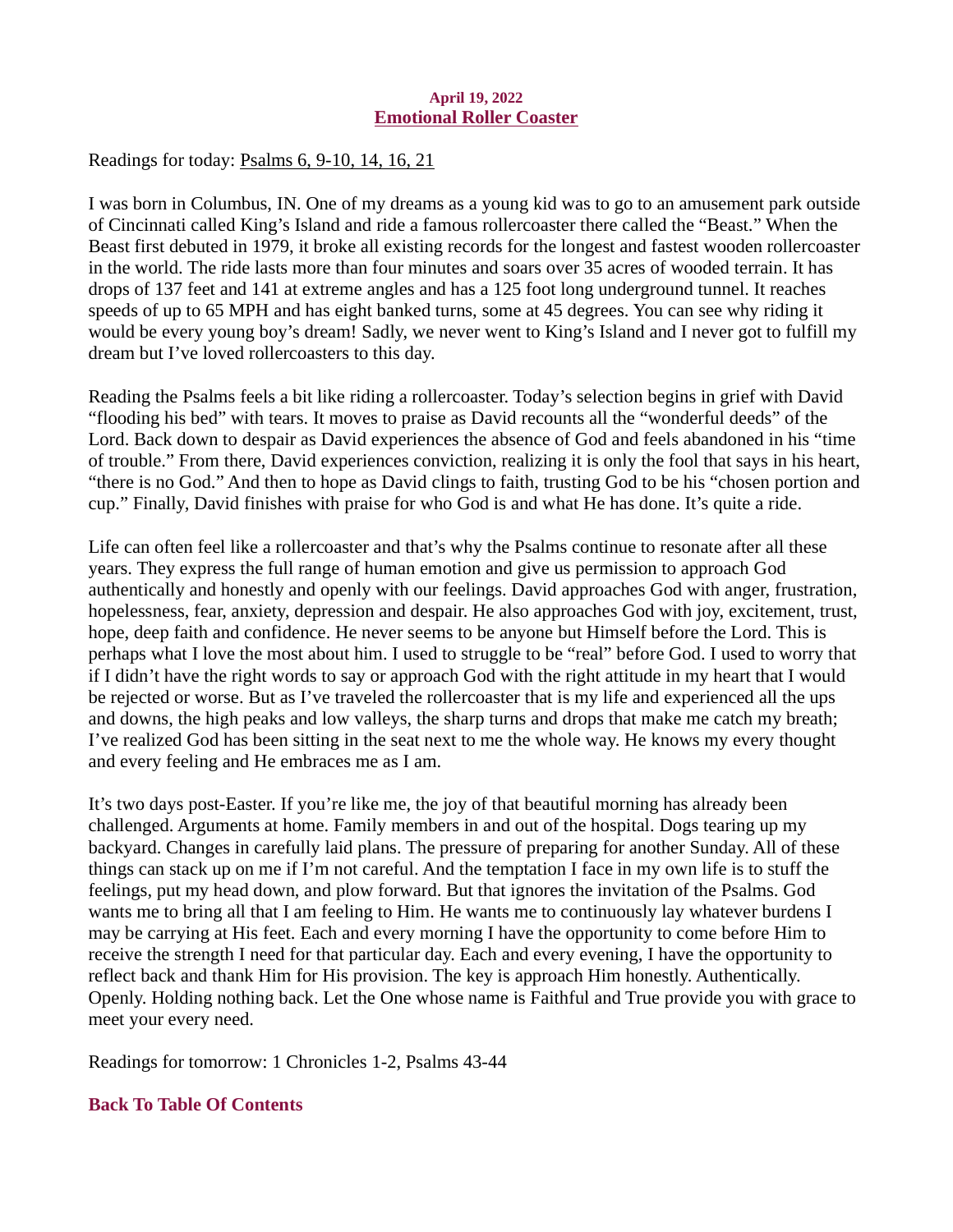**April 19, 2022**

## Emotional Roller Coaster

Readings for today: Psalms 6, 9-10, 14, 16, 21

I was born in Columbus, IN. One of my dreams as a young kid was to go to an amusement park outside of Cincinnati called King's Island and ride a famous rollercoaster there called the "Beast." When the Beast first debuted in 1979, it broke all existing records for the longest and fastest wooden rollercoaster in the world. The ride lasts more than four minutes and soars over 35 acres of wooded terrain. It has drops of 137 feet and 141 at extreme angles and has a 125 foot long underground tunnel. It reaches speeds of up to 65 MPH and has eight banked turns, some at 45 degrees. You can see why riding it would be every young boy's dream! Sadly, we never went to King's Island and I never got to fulfill my dream but I've loved rollercoasters to this day.

Reading the Psalms feels a bit like riding a rollercoaster. Today's selection begins in grief with David "flooding his bed" with tears. It moves to praise as David recounts all the "wonderful deeds" of the Lord. Back down to despair as David experiences the absence of God and feels abandoned in his "time of trouble." From there, David experiences conviction, realizing it is only the fool that says in his heart, "there is no God." And then to hope as David clings to faith, trusting God to be his "chosen portion and cup." Finally, David finishes with praise for who God is and what He has done. It's quite a ride.

Life can often feel like a rollercoaster and that's why the Psalms continue to resonate after all these years. They express the full range of human emotion and give us permission to approach God authentically and honestly and openly with our feelings. David approaches God with anger, frustration, hopelessness, fear, anxiety, depression and despair. He also approaches God with joy, excitement, trust, hope, deep faith and confidence. He never seems to be anyone but Himself before the Lord. This is perhaps what I love the most about him. I used to struggle to be "real" before God. I used to worry that if I didn't have the right words to say or approach God with the right attitude in my heart that I would be rejected or worse. But as I've traveled the rollercoaster that is my life and experienced all the ups and downs, the high peaks and low valleys, the sharp turns and drops that make me catch my breath; I've realized God has been sitting in the seat next to me the whole way. He knows my every thought and every feeling and He embraces me as I am.

It's two days post-Easter. If you're like me, the joy of that beautiful morning has already been challenged. Arguments at home. Family members in and out of the hospital. Dogs tearing up my backyard. Changes in carefully laid plans. The pressure of preparing for another Sunday. All of these things can stack up on me if I'm not careful. And the temptation I face in my own life is to stuff the feelings, put my head down, and plow forward. But that ignores the invitation of the Psalms. God wants me to bring all that I am feeling to Him. He wants me to continuously lay whatever burdens I may be carrying at His feet. Each and every morning I have the opportunity to come before Him to receive the strength I need for that particular day. Each and every evening, I have the opportunity to reflect back and thank Him for His provision. The key is approach Him honestly. Authentically. Openly. Holding nothing back. Let the One whose name is Faithful and True provide you with grace to meet your every need.

Readings for tomorrow: 1 Chronicles 1-2, Psalms 43-44

**Back To Table Of Contents**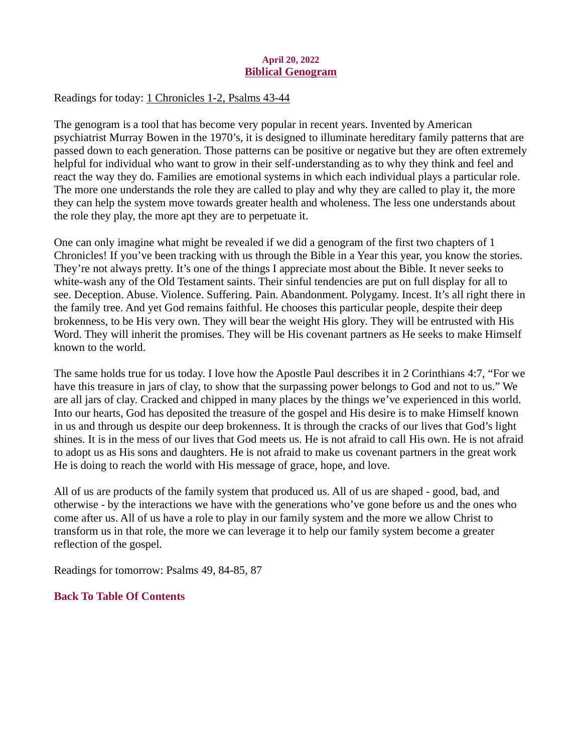April 20, 2022

## Biblical Genogram

Readings for today: 1 Chronicles 1-2, Psalms 43-44

The genogram is a tool that has become very popular in recent years. Invented by American psychiatrist Murray Bowen in the 1970's, it is designed to illuminate hereditary family patterns that are passed down to each generation. Those patterns can be positive or negative but they are often extremely helpful for individual who want to grow in their self-understanding as to why they think and feel and react the way they do. Families are emotional systems in which each individual plays a particular role. The more one understands the role they are called to play and why they are called to play it, the more they can help the system move towards greater health and wholeness. The less one understands about the role they play, the more apt they are to perpetuate it.

One can only imagine what might be revealed if we did a genogram of the first two chapters of 1 Chronicles! If you've been tracking with us through the Bible in a Year this year, you know the stories. They're not always pretty. It's one of the things I appreciate most about the Bible. It never seeks to white-wash any of the Old Testament saints. Their sinful tendencies are put on full display for all to see. Deception. Abuse. Violence. Suffering. Pain. Abandonment. Polygamy. Incest. It's all right there in the family tree. And yet God remains faithful. He chooses this particular people, despite their deep brokenness, to be His very own. They will bear the weight His glory. They will be entrusted with His Word. They will inherit the promises. They will be His covenant partners as He seeks to make Himself known to the world.

The same holds true for us today. I love how the Apostle Paul describes it in 2 Corinthians 4:7, "For we have this treasure in jars of clay, to show that the surpassing power belongs to God and not to us." We are all jars of clay. Cracked and chipped in many places by the things we've experienced in this world. Into our hearts, God has deposited the treasure of the gospel and His desire is to make Himself known in us and through us despite our deep brokenness. It is through the cracks of our lives that God's light shines. It is in the mess of our lives that God meets us. He is not afraid to call His own. He is not afraid to adopt us as His sons and daughters. He is not afraid to make us covenant partners in the great work He is doing to reach the world with His message of grace, hope, and love.

All of us are products of the family system that produced us. All of us are shaped - good, bad, and otherwise - by the interactions we have with the generations who've gone before us and the ones who come after us. All of us have a role to play in our family system and the more we allow Christ to transform us in that role, the more we can leverage it to help our family system become a greater reflection of the gospel.

Readings for tomorrow: Psalms 49, 84-85, 87

**Back To Table Of Contents**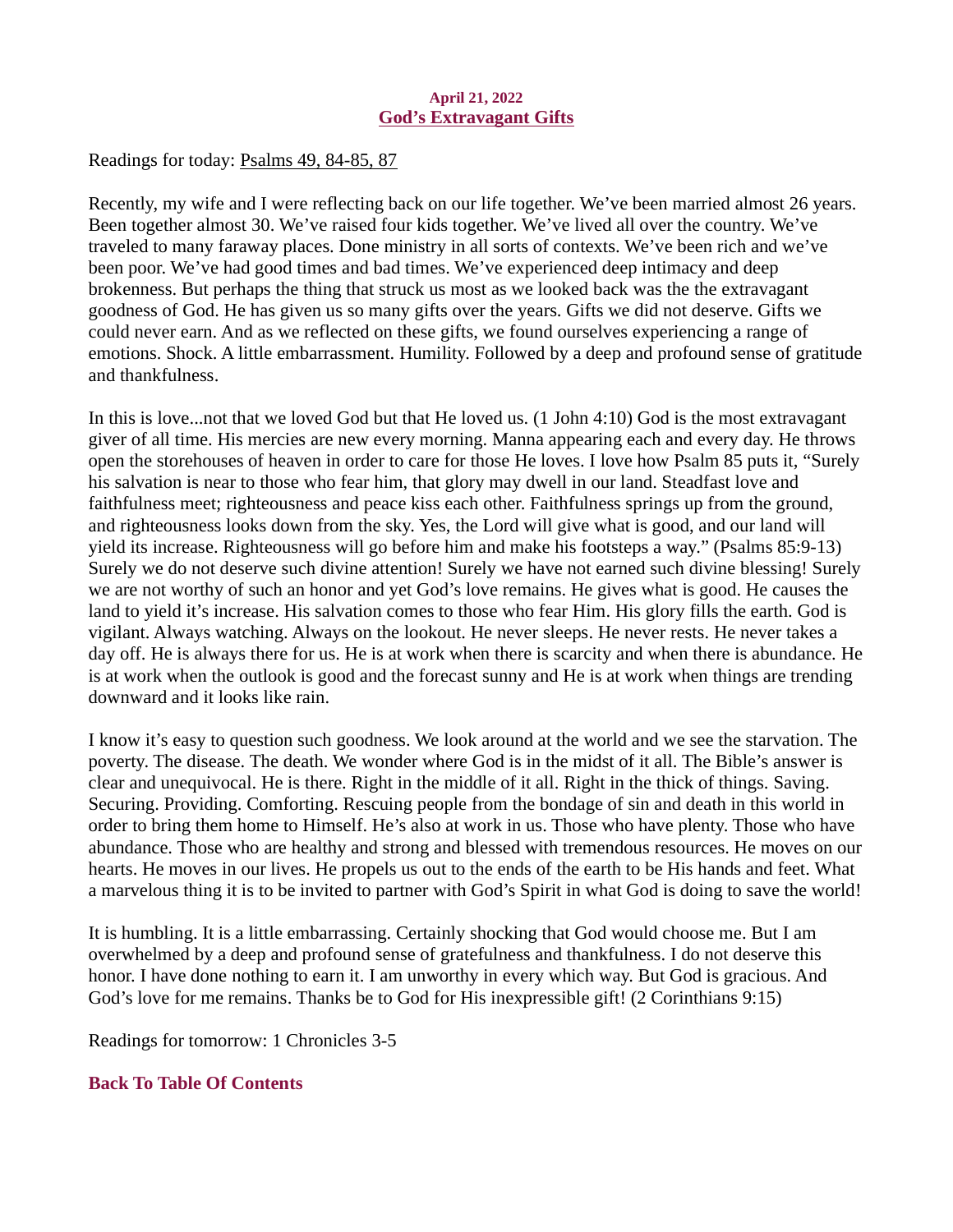**April 21, 2022**

## God's Extravagant Gifts

Readings for today: Psalms 49, 84-85, 87

Recently, my wife and I were reflecting back on our life together. We've been married almost 26 years. Been together almost 30. We've raised four kids together. We've lived all over the country. We've traveled to many faraway places. Done ministry in all sorts of contexts. We've been rich and we've been poor. We've had good times and bad times. We've experienced deep intimacy and deep brokenness. But perhaps the thing that struck us most as we looked back was the the extravagant goodness of God. He has given us so many gifts over the years. Gifts we did not deserve. Gifts we could never earn. And as we reflected on these gifts, we found ourselves experiencing a range of emotions. Shock. A little embarrassment. Humility. Followed by a deep and profound sense of gratitude and thankfulness.

In this is love...not that we loved God but that He loved us. (1 John 4:10) God is the most extravagant giver of all time. His mercies are new every morning. Manna appearing each and every day. He throws open the storehouses of heaven in order to care for those He loves. I love how Psalm 85 puts it, "Surely his salvation is near to those who fear him, that glory may dwell in our land. Steadfast love and faithfulness meet; righteousness and peace kiss each other. Faithfulness springs up from the ground, and righteousness looks down from the sky. Yes, the Lord will give what is good, and our land will yield its increase. Righteousness will go before him and make his footsteps a way." (Psalms 85:9-13) Surely we do not deserve such divine attention! Surely we have not earned such divine blessing! Surely we are not worthy of such an honor and yet God's love remains. He gives what is good. He causes the land to yield it's increase. His salvation comes to those who fear Him. His glory fills the earth. God is vigilant. Always watching. Always on the lookout. He never sleeps. He never rests. He never takes a day off. He is always there for us. He is at work when there is scarcity and when there is abundance. He is at work when the outlook is good and the forecast sunny and He is at work when things are trending downward and it looks like rain.

I know it's easy to question such goodness. We look around at the world and we see the starvation. The poverty. The disease. The death. We wonder where God is in the midst of it all. The Bible's answer is clear and unequivocal. He is there. Right in the middle of it all. Right in the thick of things. Saving. Securing. Providing. Comforting. Rescuing people from the bondage of sin and death in this world in order to bring them home to Himself. He's also at work in us. Those who have plenty. Those who have abundance. Those who are healthy and strong and blessed with tremendous resources. He moves on our hearts. He moves in our lives. He propels us out to the ends of the earth to be His hands and feet. What a marvelous thing it is to be invited to partner with God's Spirit in what God is doing to save the world!

It is humbling. It is a little embarrassing. Certainly shocking that God would choose me. But I am overwhelmed by a deep and profound sense of gratefulness and thankfulness. I do not deserve this honor. I have done nothing to earn it. I am unworthy in every which way. But God is gracious. And God's love for me remains. Thanks be to God for His inexpressible gift! (2 Corinthians 9:15)

Readings for tomorrow: 1 Chronicles 3-5

**Back To Table Of Contents**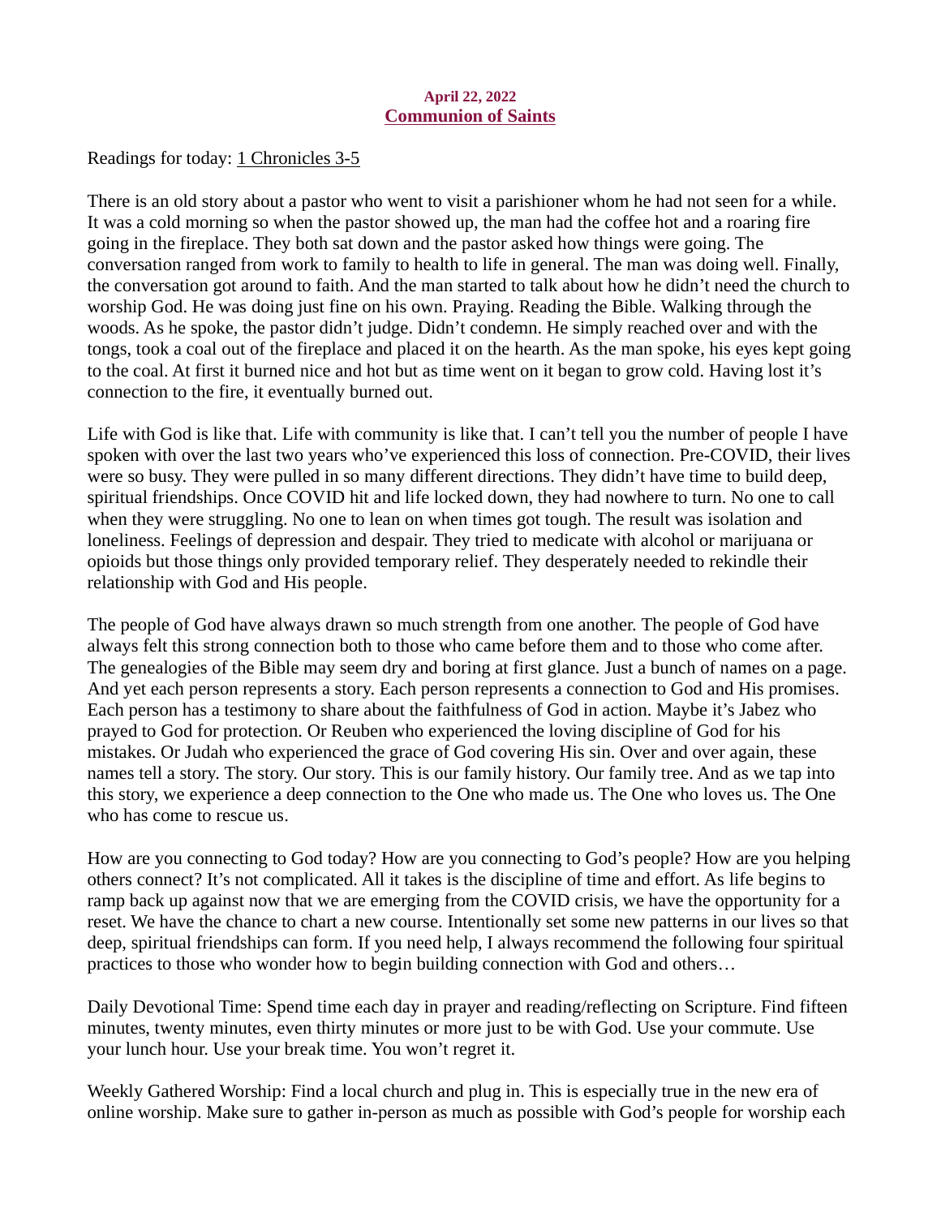April 22, 2022

## Communion of Saints

Readings for today: 1 Chronicles 3-5

There is an old story about a pastor who went to visit a parishioner whom he had not seen for a while. It was a cold morning so when the pastor showed up, the man had the coffee hot and a roaring fire going in the fireplace. They both sat down and the pastor asked how things were going. The conversation ranged from work to family to health to life in general. The man was doing well. Finally, the conversation got around to faith. And the man started to talk about how he didn't need the church to worship God. He was doing just fine on his own. Praying. Reading the Bible. Walking through the woods. As he spoke, the pastor didn't judge. Didn't condemn. He simply reached over and with the tongs, took a coal out of the fireplace and placed it on the hearth. As the man spoke, his eyes kept going to the coal. At first it burned nice and hot but as time went on it began to grow cold. Having lost it's connection to the fire, it eventually burned out.

Life with God is like that. Life with community is like that. I can't tell you the number of people I have spoken with over the last two years who've experienced this loss of connection. Pre-COVID, their lives were so busy. They were pulled in so many different directions. They didn't have time to build deep, spiritual friendships. Once COVID hit and life locked down, they had nowhere to turn. No one to call when they were struggling. No one to lean on when times got tough. The result was isolation and loneliness. Feelings of depression and despair. They tried to medicate with alcohol or marijuana or opioids but those things only provided temporary relief. They desperately needed to rekindle their relationship with God and His people.

The people of God have always drawn so much strength from one another. The people of God have always felt this strong connection both to those who came before them and to those who come after. The genealogies of the Bible may seem dry and boring at first glance. Just a bunch of names on a page. And yet each person represents a story. Each person represents a connection to God and His promises. Each person has a testimony to share about the faithfulness of God in action. Maybe it's Jabez who prayed to God for protection. Or Reuben who experienced the loving discipline of God for his mistakes. Or Judah who experienced the grace of God covering His sin. Over and over again, these names tell a story. The story. Our story. This is our family history. Our family tree. And as we tap into this story, we experience a deep connection to the One who made us. The One who loves us. The One who has come to rescue us.

How are you connecting to God today? How are you connecting to God's people? How are you helping others connect? It's not complicated. All it takes is the discipline of time and effort. As life begins to ramp back up against now that we are emerging from the COVID crisis, we have the opportunity for a reset. We have the chance to chart a new course. Intentionally set some new patterns in our lives so that deep, spiritual friendships can form. If you need help, I always recommend the following four spiritual practices to those who wonder how to begin building connection with God and others…

Daily Devotional Time: Spend time each day in prayer and reading/reflecting on Scripture. Find fifteen minutes, twenty minutes, even thirty minutes or more just to be with God. Use your commute. Use your lunch hour. Use your break time. You won't regret it.

Weekly Gathered Worship: Find a local church and plug in. This is especially true in the new era of online worship. Make sure to gather in-person as much as possible with God's people for worship each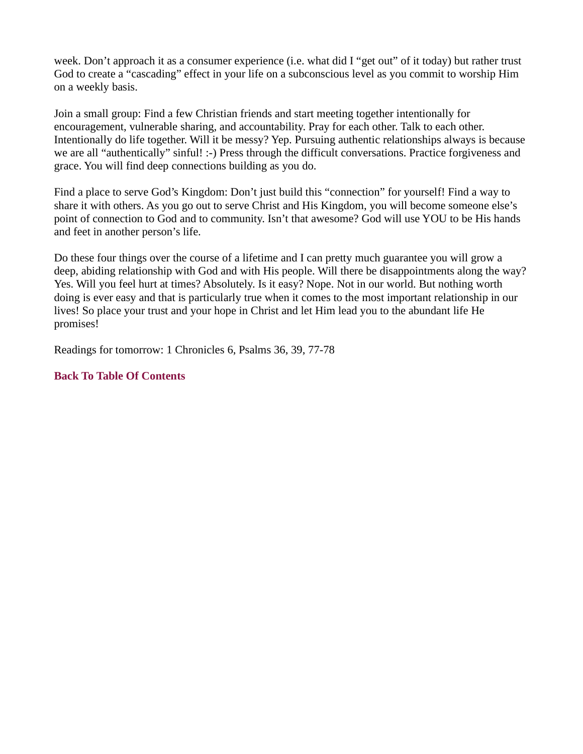week. Don't approach it as a consumer experience (i.e. what did I "get out" of it today) but rather trust God to create a "cascading" effect in your life on a subconscious level as you commit to worship Him on a weekly basis.

Join a small group: Find a few Christian friends and start meeting together intentionally for encouragement, vulnerable sharing, and accountability. Pray for each other. Talk to each other. Intentionally do life together. Will it be messy? Yep. Pursuing authentic relationships always is because we are all "authentically" sinful! :-) Press through the difficult conversations. Practice forgiveness and grace. You will find deep connections building as you do.

Find a place to serve God's Kingdom: Don't just build this "connection" for yourself! Find a way to share it with others. As you go out to serve Christ and His Kingdom, you will become someone else's point of connection to God and to community. Isn't that awesome? God will use YOU to be His hands and feet in another person's life.

Do these four things over the course of a lifetime and I can pretty much guarantee you will grow a deep, abiding relationship with God and with His people. Will there be disappointments along the way? Yes. Will you feel hurt at times? Absolutely. Is it easy? Nope. Not in our world. But nothing worth doing is ever easy and that is particularly true when it comes to the most important relationship in our lives! So place your trust and your hope in Christ and let Him lead you to the abundant life He promises!

Readings for tomorrow: 1 Chronicles 6, Psalms 36, 39, 77-78

**Back To Table Of Contents**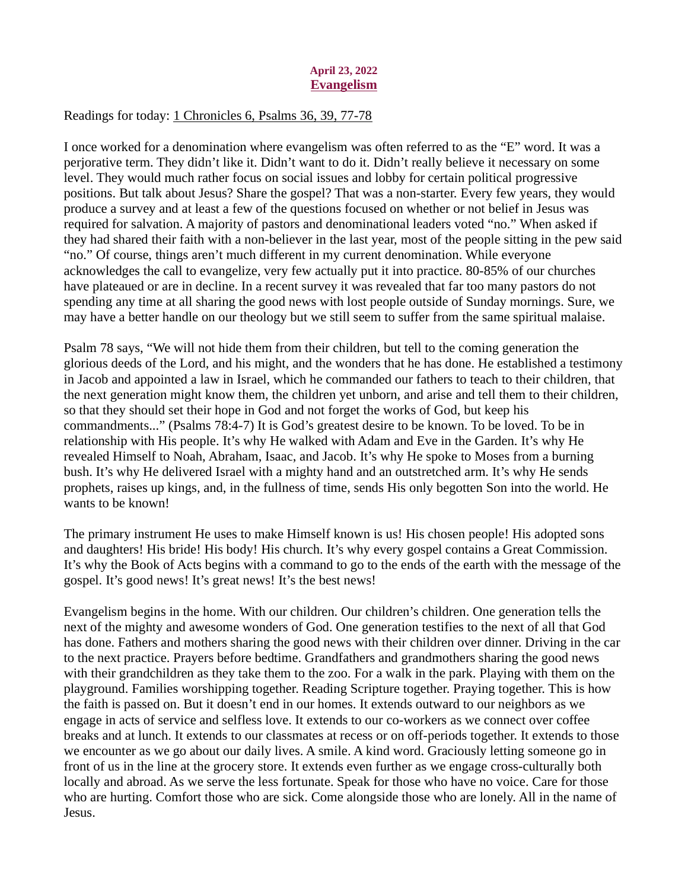**April 23, 2022**
## Evangelism

Readings for today: 1 Chronicles 6, Psalms 36, 39, 77-78

I once worked for a denomination where evangelism was often referred to as the "E" word. It was a perjorative term. They didn't like it. Didn't want to do it. Didn't really believe it necessary on some level. They would much rather focus on social issues and lobby for certain political progressive positions. But talk about Jesus? Share the gospel? That was a non-starter. Every few years, they would produce a survey and at least a few of the questions focused on whether or not belief in Jesus was required for salvation. A majority of pastors and denominational leaders voted "no." When asked if they had shared their faith with a non-believer in the last year, most of the people sitting in the pew said "no." Of course, things aren't much different in my current denomination. While everyone acknowledges the call to evangelize, very few actually put it into practice. 80-85% of our churches have plateaued or are in decline. In a recent survey it was revealed that far too many pastors do not spending any time at all sharing the good news with lost people outside of Sunday mornings. Sure, we may have a better handle on our theology but we still seem to suffer from the same spiritual malaise.

Psalm 78 says, "We will not hide them from their children, but tell to the coming generation the glorious deeds of the Lord, and his might, and the wonders that he has done. He established a testimony in Jacob and appointed a law in Israel, which he commanded our fathers to teach to their children, that the next generation might know them, the children yet unborn, and arise and tell them to their children, so that they should set their hope in God and not forget the works of God, but keep his commandments..." (Psalms 78:4-7) It is God's greatest desire to be known. To be loved. To be in relationship with His people. It's why He walked with Adam and Eve in the Garden. It's why He revealed Himself to Noah, Abraham, Isaac, and Jacob. It's why He spoke to Moses from a burning bush. It's why He delivered Israel with a mighty hand and an outstretched arm. It's why He sends prophets, raises up kings, and, in the fullness of time, sends His only begotten Son into the world. He wants to be known!

The primary instrument He uses to make Himself known is us! His chosen people! His adopted sons and daughters! His bride! His body! His church. It's why every gospel contains a Great Commission. It's why the Book of Acts begins with a command to go to the ends of the earth with the message of the gospel. It's good news! It's great news! It's the best news!

Evangelism begins in the home. With our children. Our children's children. One generation tells the next of the mighty and awesome wonders of God. One generation testifies to the next of all that God has done. Fathers and mothers sharing the good news with their children over dinner. Driving in the car to the next practice. Prayers before bedtime. Grandfathers and grandmothers sharing the good news with their grandchildren as they take them to the zoo. For a walk in the park. Playing with them on the playground. Families worshipping together. Reading Scripture together. Praying together. This is how the faith is passed on. But it doesn't end in our homes. It extends outward to our neighbors as we engage in acts of service and selfless love. It extends to our co-workers as we connect over coffee breaks and at lunch. It extends to our classmates at recess or on off-periods together. It extends to those we encounter as we go about our daily lives. A smile. A kind word. Graciously letting someone go in front of us in the line at the grocery store. It extends even further as we engage cross-culturally both locally and abroad. As we serve the less fortunate. Speak for those who have no voice. Care for those who are hurting. Comfort those who are sick. Come alongside those who are lonely. All in the name of Jesus.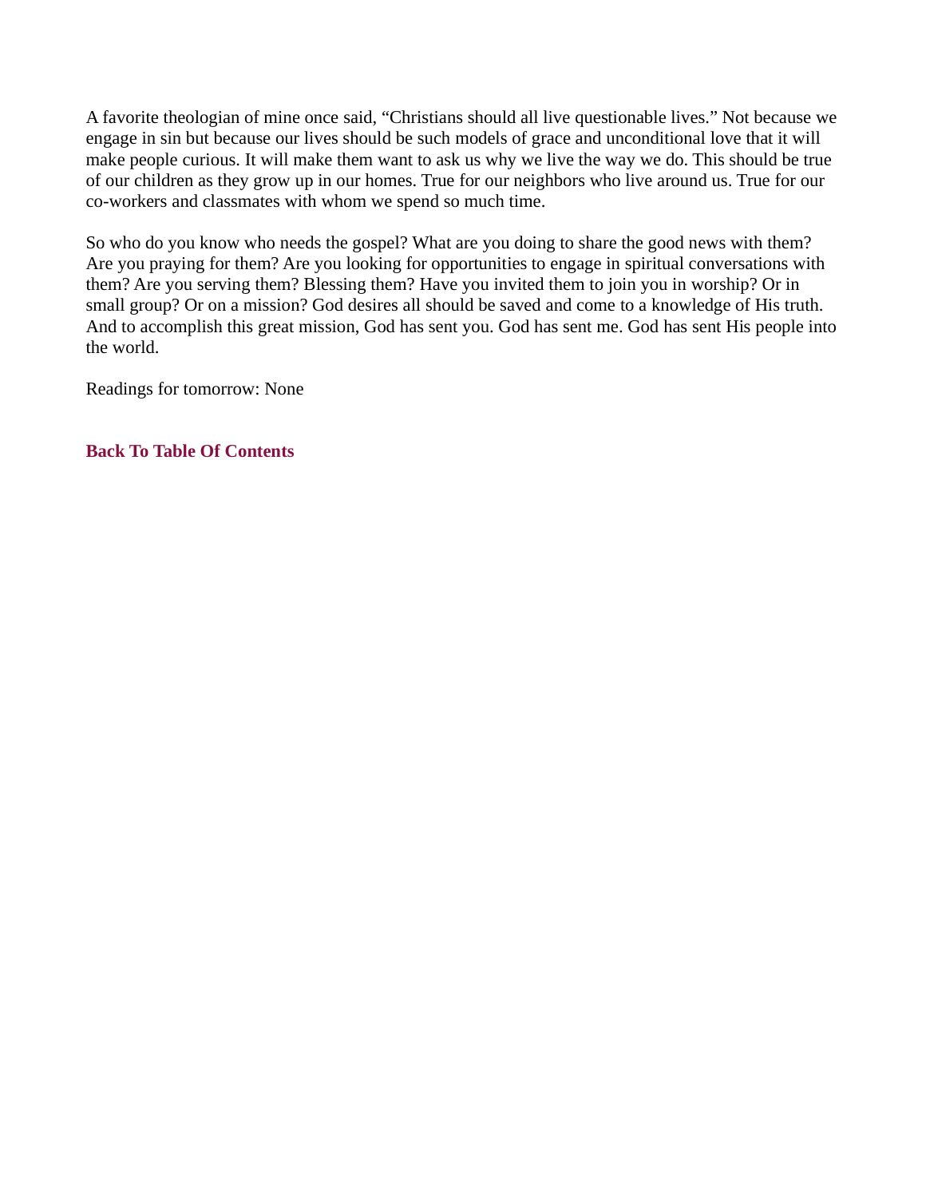A favorite theologian of mine once said, “Christians should all live questionable lives.” Not because we engage in sin but because our lives should be such models of grace and unconditional love that it will make people curious. It will make them want to ask us why we live the way we do. This should be true of our children as they grow up in our homes. True for our neighbors who live around us. True for our co-workers and classmates with whom we spend so much time.

So who do you know who needs the gospel? What are you doing to share the good news with them? Are you praying for them? Are you looking for opportunities to engage in spiritual conversations with them? Are you serving them? Blessing them? Have you invited them to join you in worship? Or in small group? Or on a mission? God desires all should be saved and come to a knowledge of His truth. And to accomplish this great mission, God has sent you. God has sent me. God has sent His people into the world.

Readings for tomorrow: None

**Back To Table Of Contents**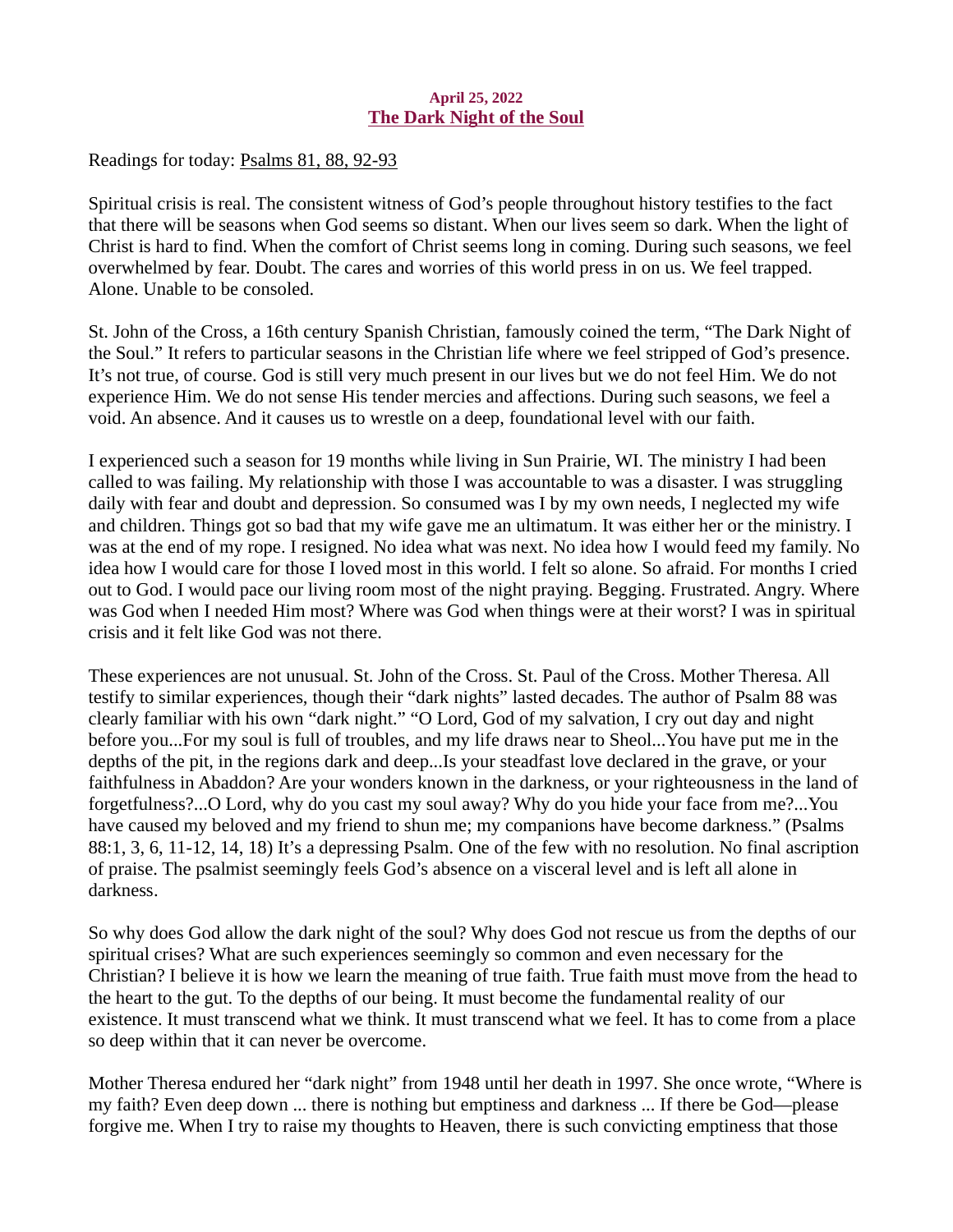**April 25, 2022**

## The Dark Night of the Soul

Readings for today: Psalms 81, 88, 92-93

Spiritual crisis is real. The consistent witness of God's people throughout history testifies to the fact that there will be seasons when God seems so distant. When our lives seem so dark. When the light of Christ is hard to find. When the comfort of Christ seems long in coming. During such seasons, we feel overwhelmed by fear. Doubt. The cares and worries of this world press in on us. We feel trapped. Alone. Unable to be consoled.

St. John of the Cross, a 16th century Spanish Christian, famously coined the term, "The Dark Night of the Soul." It refers to particular seasons in the Christian life where we feel stripped of God's presence. It's not true, of course. God is still very much present in our lives but we do not feel Him. We do not experience Him. We do not sense His tender mercies and affections. During such seasons, we feel a void. An absence. And it causes us to wrestle on a deep, foundational level with our faith.

I experienced such a season for 19 months while living in Sun Prairie, WI. The ministry I had been called to was failing. My relationship with those I was accountable to was a disaster. I was struggling daily with fear and doubt and depression. So consumed was I by my own needs, I neglected my wife and children. Things got so bad that my wife gave me an ultimatum. It was either her or the ministry. I was at the end of my rope. I resigned. No idea what was next. No idea how I would feed my family. No idea how I would care for those I loved most in this world. I felt so alone. So afraid. For months I cried out to God. I would pace our living room most of the night praying. Begging. Frustrated. Angry. Where was God when I needed Him most? Where was God when things were at their worst? I was in spiritual crisis and it felt like God was not there.

These experiences are not unusual. St. John of the Cross. St. Paul of the Cross. Mother Theresa. All testify to similar experiences, though their "dark nights" lasted decades. The author of Psalm 88 was clearly familiar with his own "dark night." "O Lord, God of my salvation, I cry out day and night before you...For my soul is full of troubles, and my life draws near to Sheol...You have put me in the depths of the pit, in the regions dark and deep...Is your steadfast love declared in the grave, or your faithfulness in Abaddon? Are your wonders known in the darkness, or your righteousness in the land of forgetfulness?...O Lord, why do you cast my soul away? Why do you hide your face from me?...You have caused my beloved and my friend to shun me; my companions have become darkness." (Psalms 88:1, 3, 6, 11-12, 14, 18) It's a depressing Psalm. One of the few with no resolution. No final ascription of praise. The psalmist seemingly feels God's absence on a visceral level and is left all alone in darkness.

So why does God allow the dark night of the soul? Why does God not rescue us from the depths of our spiritual crises? What are such experiences seemingly so common and even necessary for the Christian? I believe it is how we learn the meaning of true faith. True faith must move from the head to the heart to the gut. To the depths of our being. It must become the fundamental reality of our existence. It must transcend what we think. It must transcend what we feel. It has to come from a place so deep within that it can never be overcome.

Mother Theresa endured her "dark night" from 1948 until her death in 1997. She once wrote, "Where is my faith? Even deep down ... there is nothing but emptiness and darkness ... If there be God—please forgive me. When I try to raise my thoughts to Heaven, there is such convicting emptiness that those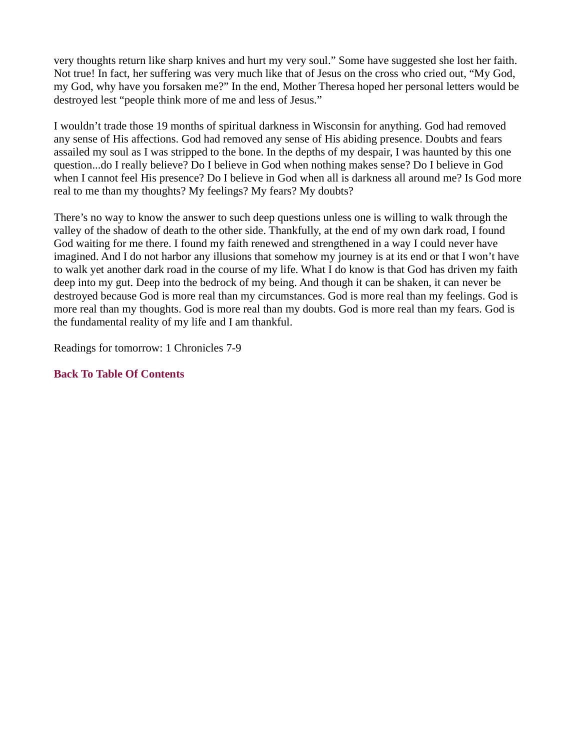very thoughts return like sharp knives and hurt my very soul." Some have suggested she lost her faith. Not true! In fact, her suffering was very much like that of Jesus on the cross who cried out, "My God, my God, why have you forsaken me?" In the end, Mother Theresa hoped her personal letters would be destroyed lest "people think more of me and less of Jesus."

I wouldn't trade those 19 months of spiritual darkness in Wisconsin for anything. God had removed any sense of His affections. God had removed any sense of His abiding presence. Doubts and fears assailed my soul as I was stripped to the bone. In the depths of my despair, I was haunted by this one question...do I really believe? Do I believe in God when nothing makes sense? Do I believe in God when I cannot feel His presence? Do I believe in God when all is darkness all around me? Is God more real to me than my thoughts? My feelings? My fears? My doubts?

There's no way to know the answer to such deep questions unless one is willing to walk through the valley of the shadow of death to the other side. Thankfully, at the end of my own dark road, I found God waiting for me there. I found my faith renewed and strengthened in a way I could never have imagined. And I do not harbor any illusions that somehow my journey is at its end or that I won't have to walk yet another dark road in the course of my life. What I do know is that God has driven my faith deep into my gut. Deep into the bedrock of my being. And though it can be shaken, it can never be destroyed because God is more real than my circumstances. God is more real than my feelings. God is more real than my thoughts. God is more real than my doubts. God is more real than my fears. God is the fundamental reality of my life and I am thankful.

Readings for tomorrow: 1 Chronicles 7-9

**Back To Table Of Contents**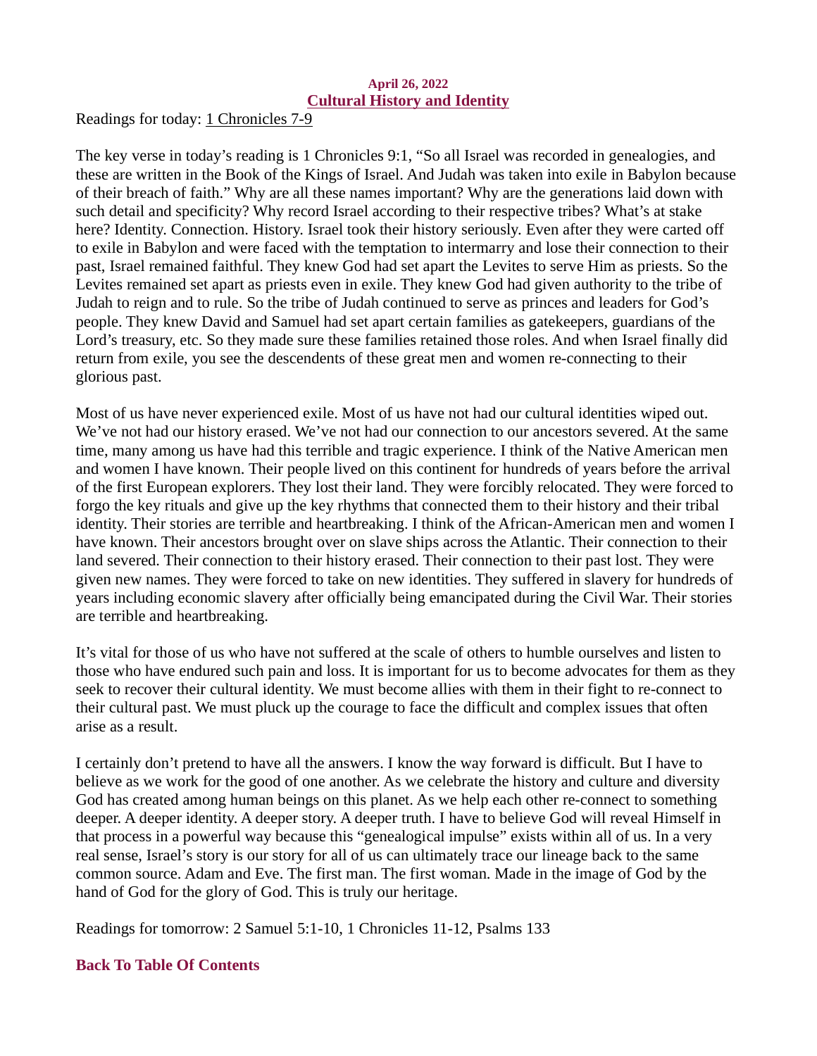**April 26, 2022**

## Cultural History and Identity

Readings for today: 1 Chronicles 7-9

The key verse in today's reading is 1 Chronicles 9:1, "So all Israel was recorded in genealogies, and these are written in the Book of the Kings of Israel. And Judah was taken into exile in Babylon because of their breach of faith." Why are all these names important? Why are the generations laid down with such detail and specificity? Why record Israel according to their respective tribes? What's at stake here? Identity. Connection. History. Israel took their history seriously. Even after they were carted off to exile in Babylon and were faced with the temptation to intermarry and lose their connection to their past, Israel remained faithful. They knew God had set apart the Levites to serve Him as priests. So the Levites remained set apart as priests even in exile. They knew God had given authority to the tribe of Judah to reign and to rule. So the tribe of Judah continued to serve as princes and leaders for God's people. They knew David and Samuel had set apart certain families as gatekeepers, guardians of the Lord's treasury, etc. So they made sure these families retained those roles. And when Israel finally did return from exile, you see the descendents of these great men and women re-connecting to their glorious past.

Most of us have never experienced exile. Most of us have not had our cultural identities wiped out. We've not had our history erased. We've not had our connection to our ancestors severed. At the same time, many among us have had this terrible and tragic experience. I think of the Native American men and women I have known. Their people lived on this continent for hundreds of years before the arrival of the first European explorers. They lost their land. They were forcibly relocated. They were forced to forgo the key rituals and give up the key rhythms that connected them to their history and their tribal identity. Their stories are terrible and heartbreaking. I think of the African-American men and women I have known. Their ancestors brought over on slave ships across the Atlantic. Their connection to their land severed. Their connection to their history erased. Their connection to their past lost. They were given new names. They were forced to take on new identities. They suffered in slavery for hundreds of years including economic slavery after officially being emancipated during the Civil War. Their stories are terrible and heartbreaking.

It's vital for those of us who have not suffered at the scale of others to humble ourselves and listen to those who have endured such pain and loss. It is important for us to become advocates for them as they seek to recover their cultural identity. We must become allies with them in their fight to re-connect to their cultural past. We must pluck up the courage to face the difficult and complex issues that often arise as a result.

I certainly don't pretend to have all the answers. I know the way forward is difficult. But I have to believe as we work for the good of one another. As we celebrate the history and culture and diversity God has created among human beings on this planet. As we help each other re-connect to something deeper. A deeper identity. A deeper story. A deeper truth. I have to believe God will reveal Himself in that process in a powerful way because this "genealogical impulse" exists within all of us. In a very real sense, Israel's story is our story for all of us can ultimately trace our lineage back to the same common source. Adam and Eve. The first man. The first woman. Made in the image of God by the hand of God for the glory of God. This is truly our heritage.

Readings for tomorrow: 2 Samuel 5:1-10, 1 Chronicles 11-12, Psalms 133

**Back To Table Of Contents**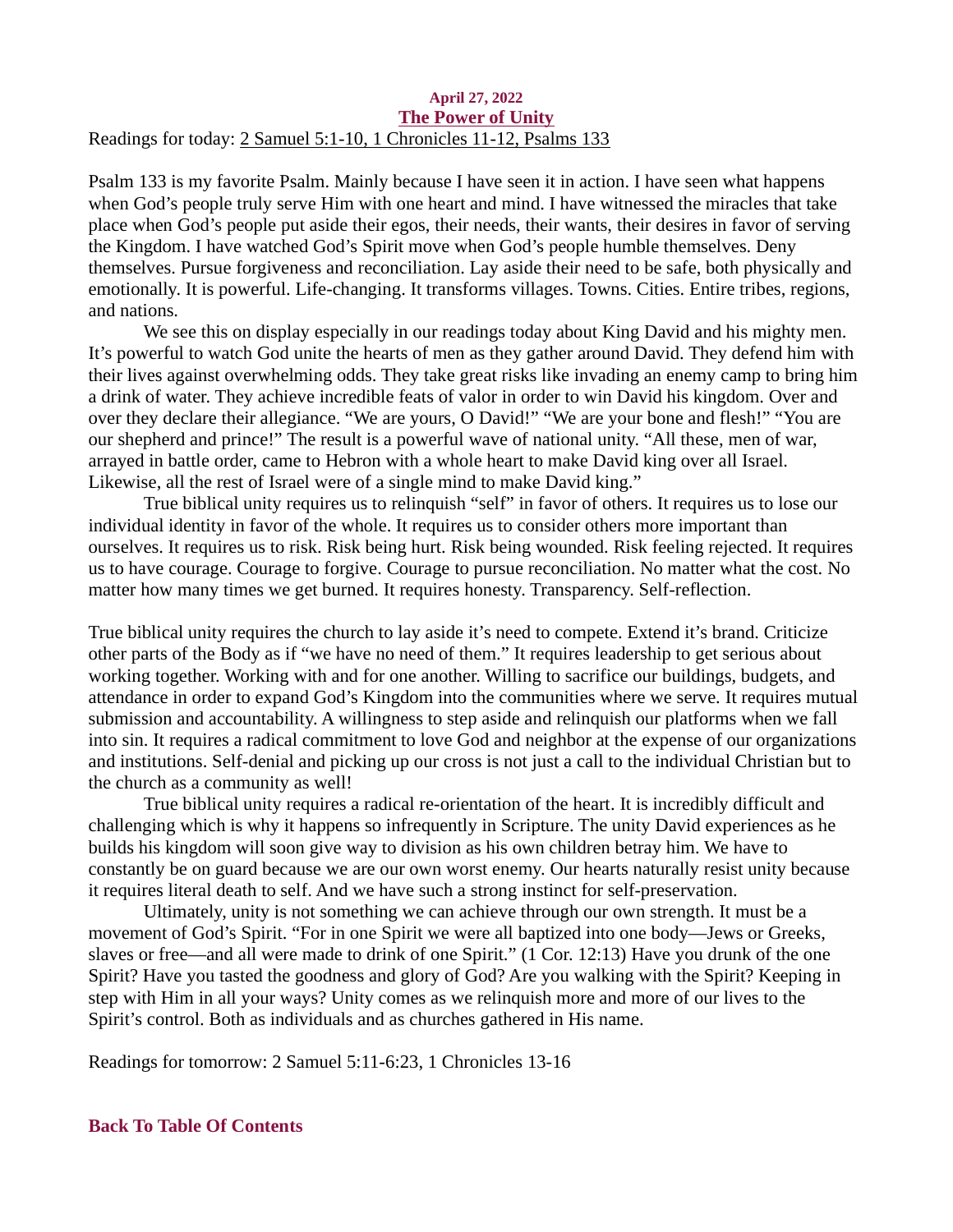**April 27, 2022**

## The Power of Unity

Readings for today: 2 Samuel 5:1-10, 1 Chronicles 11-12, Psalms 133

Psalm 133 is my favorite Psalm. Mainly because I have seen it in action. I have seen what happens when God's people truly serve Him with one heart and mind. I have witnessed the miracles that take place when God's people put aside their egos, their needs, their wants, their desires in favor of serving the Kingdom. I have watched God's Spirit move when God's people humble themselves. Deny themselves. Pursue forgiveness and reconciliation. Lay aside their need to be safe, both physically and emotionally. It is powerful. Life-changing. It transforms villages. Towns. Cities. Entire tribes, regions, and nations.

We see this on display especially in our readings today about King David and his mighty men. It's powerful to watch God unite the hearts of men as they gather around David. They defend him with their lives against overwhelming odds. They take great risks like invading an enemy camp to bring him a drink of water. They achieve incredible feats of valor in order to win David his kingdom. Over and over they declare their allegiance. "We are yours, O David!" "We are your bone and flesh!" "You are our shepherd and prince!" The result is a powerful wave of national unity. "All these, men of war, arrayed in battle order, came to Hebron with a whole heart to make David king over all Israel. Likewise, all the rest of Israel were of a single mind to make David king."

True biblical unity requires us to relinquish "self" in favor of others. It requires us to lose our individual identity in favor of the whole. It requires us to consider others more important than ourselves. It requires us to risk. Risk being hurt. Risk being wounded. Risk feeling rejected. It requires us to have courage. Courage to forgive. Courage to pursue reconciliation. No matter what the cost. No matter how many times we get burned. It requires honesty. Transparency. Self-reflection.

True biblical unity requires the church to lay aside it's need to compete. Extend it's brand. Criticize other parts of the Body as if "we have no need of them." It requires leadership to get serious about working together. Working with and for one another. Willing to sacrifice our buildings, budgets, and attendance in order to expand God's Kingdom into the communities where we serve. It requires mutual submission and accountability. A willingness to step aside and relinquish our platforms when we fall into sin. It requires a radical commitment to love God and neighbor at the expense of our organizations and institutions. Self-denial and picking up our cross is not just a call to the individual Christian but to the church as a community as well!

True biblical unity requires a radical re-orientation of the heart. It is incredibly difficult and challenging which is why it happens so infrequently in Scripture. The unity David experiences as he builds his kingdom will soon give way to division as his own children betray him. We have to constantly be on guard because we are our own worst enemy. Our hearts naturally resist unity because it requires literal death to self. And we have such a strong instinct for self-preservation.

Ultimately, unity is not something we can achieve through our own strength. It must be a movement of God's Spirit. "For in one Spirit we were all baptized into one body—Jews or Greeks, slaves or free—and all were made to drink of one Spirit." (1 Cor. 12:13) Have you drunk of the one Spirit? Have you tasted the goodness and glory of God? Are you walking with the Spirit? Keeping in step with Him in all your ways? Unity comes as we relinquish more and more of our lives to the Spirit's control. Both as individuals and as churches gathered in His name.

Readings for tomorrow: 2 Samuel 5:11-6:23, 1 Chronicles 13-16

**Back To Table Of Contents**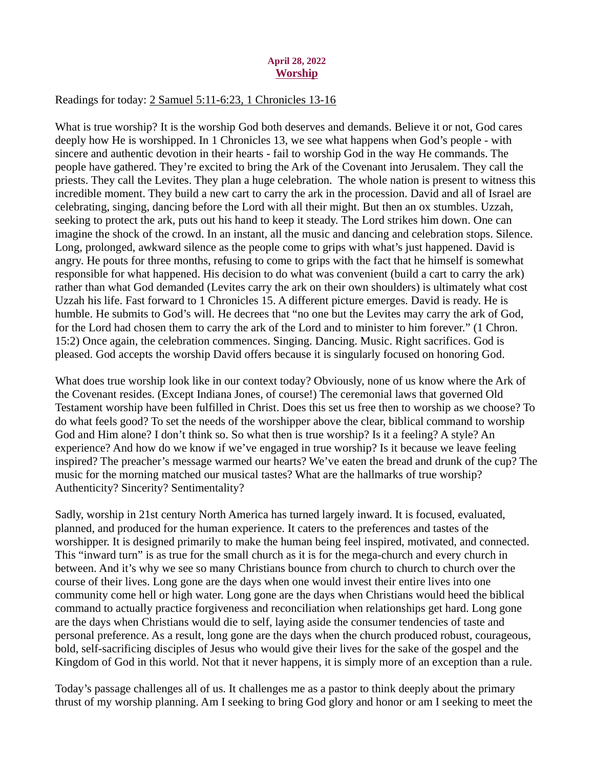**April 28, 2022**

## Worship

Readings for today: 2 Samuel 5:11-6:23, 1 Chronicles 13-16

What is true worship? It is the worship God both deserves and demands. Believe it or not, God cares deeply how He is worshipped. In 1 Chronicles 13, we see what happens when God's people - with sincere and authentic devotion in their hearts - fail to worship God in the way He commands. The people have gathered. They're excited to bring the Ark of the Covenant into Jerusalem. They call the priests. They call the Levites. They plan a huge celebration. The whole nation is present to witness this incredible moment. They build a new cart to carry the ark in the procession. David and all of Israel are celebrating, singing, dancing before the Lord with all their might. But then an ox stumbles. Uzzah, seeking to protect the ark, puts out his hand to keep it steady. The Lord strikes him down. One can imagine the shock of the crowd. In an instant, all the music and dancing and celebration stops. Silence. Long, prolonged, awkward silence as the people come to grips with what's just happened. David is angry. He pouts for three months, refusing to come to grips with the fact that he himself is somewhat responsible for what happened. His decision to do what was convenient (build a cart to carry the ark) rather than what God demanded (Levites carry the ark on their own shoulders) is ultimately what cost Uzzah his life. Fast forward to 1 Chronicles 15. A different picture emerges. David is ready. He is humble. He submits to God's will. He decrees that "no one but the Levites may carry the ark of God, for the Lord had chosen them to carry the ark of the Lord and to minister to him forever." (1 Chron. 15:2) Once again, the celebration commences. Singing. Dancing. Music. Right sacrifices. God is pleased. God accepts the worship David offers because it is singularly focused on honoring God.

What does true worship look like in our context today? Obviously, none of us know where the Ark of the Covenant resides. (Except Indiana Jones, of course!) The ceremonial laws that governed Old Testament worship have been fulfilled in Christ. Does this set us free then to worship as we choose? To do what feels good? To set the needs of the worshipper above the clear, biblical command to worship God and Him alone? I don't think so. So what then is true worship? Is it a feeling? A style? An experience? And how do we know if we've engaged in true worship? Is it because we leave feeling inspired? The preacher's message warmed our hearts? We've eaten the bread and drunk of the cup? The music for the morning matched our musical tastes? What are the hallmarks of true worship? Authenticity? Sincerity? Sentimentality?

Sadly, worship in 21st century North America has turned largely inward. It is focused, evaluated, planned, and produced for the human experience. It caters to the preferences and tastes of the worshipper. It is designed primarily to make the human being feel inspired, motivated, and connected. This "inward turn" is as true for the small church as it is for the mega-church and every church in between. And it's why we see so many Christians bounce from church to church to church over the course of their lives. Long gone are the days when one would invest their entire lives into one community come hell or high water. Long gone are the days when Christians would heed the biblical command to actually practice forgiveness and reconciliation when relationships get hard. Long gone are the days when Christians would die to self, laying aside the consumer tendencies of taste and personal preference. As a result, long gone are the days when the church produced robust, courageous, bold, self-sacrificing disciples of Jesus who would give their lives for the sake of the gospel and the Kingdom of God in this world. Not that it never happens, it is simply more of an exception than a rule.

Today's passage challenges all of us. It challenges me as a pastor to think deeply about the primary thrust of my worship planning. Am I seeking to bring God glory and honor or am I seeking to meet the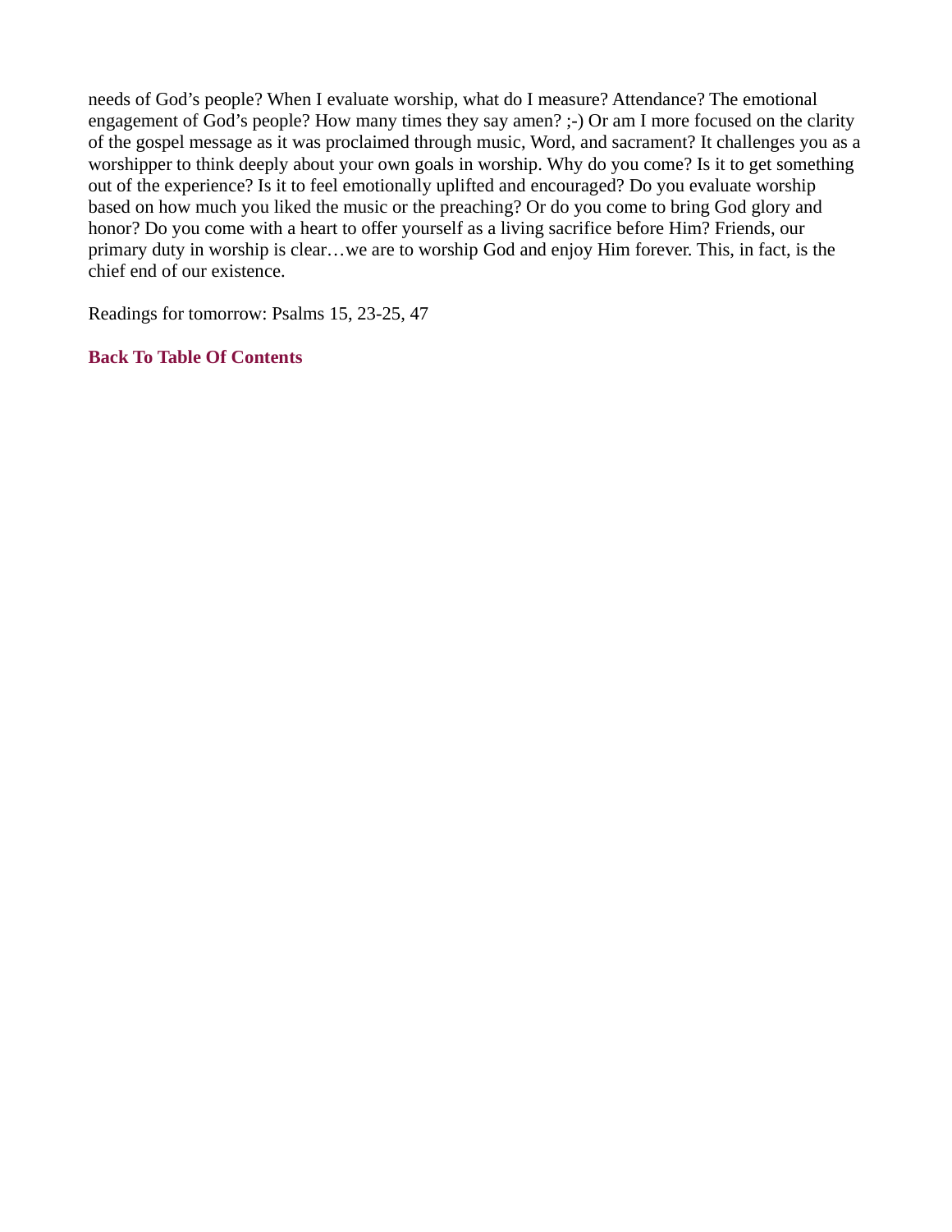needs of God's people? When I evaluate worship, what do I measure? Attendance? The emotional engagement of God's people? How many times they say amen? ;-) Or am I more focused on the clarity of the gospel message as it was proclaimed through music, Word, and sacrament? It challenges you as a worshipper to think deeply about your own goals in worship. Why do you come? Is it to get something out of the experience? Is it to feel emotionally uplifted and encouraged? Do you evaluate worship based on how much you liked the music or the preaching? Or do you come to bring God glory and honor? Do you come with a heart to offer yourself as a living sacrifice before Him? Friends, our primary duty in worship is clear…we are to worship God and enjoy Him forever. This, in fact, is the chief end of our existence.

Readings for tomorrow: Psalms 15, 23-25, 47

**Back To Table Of Contents**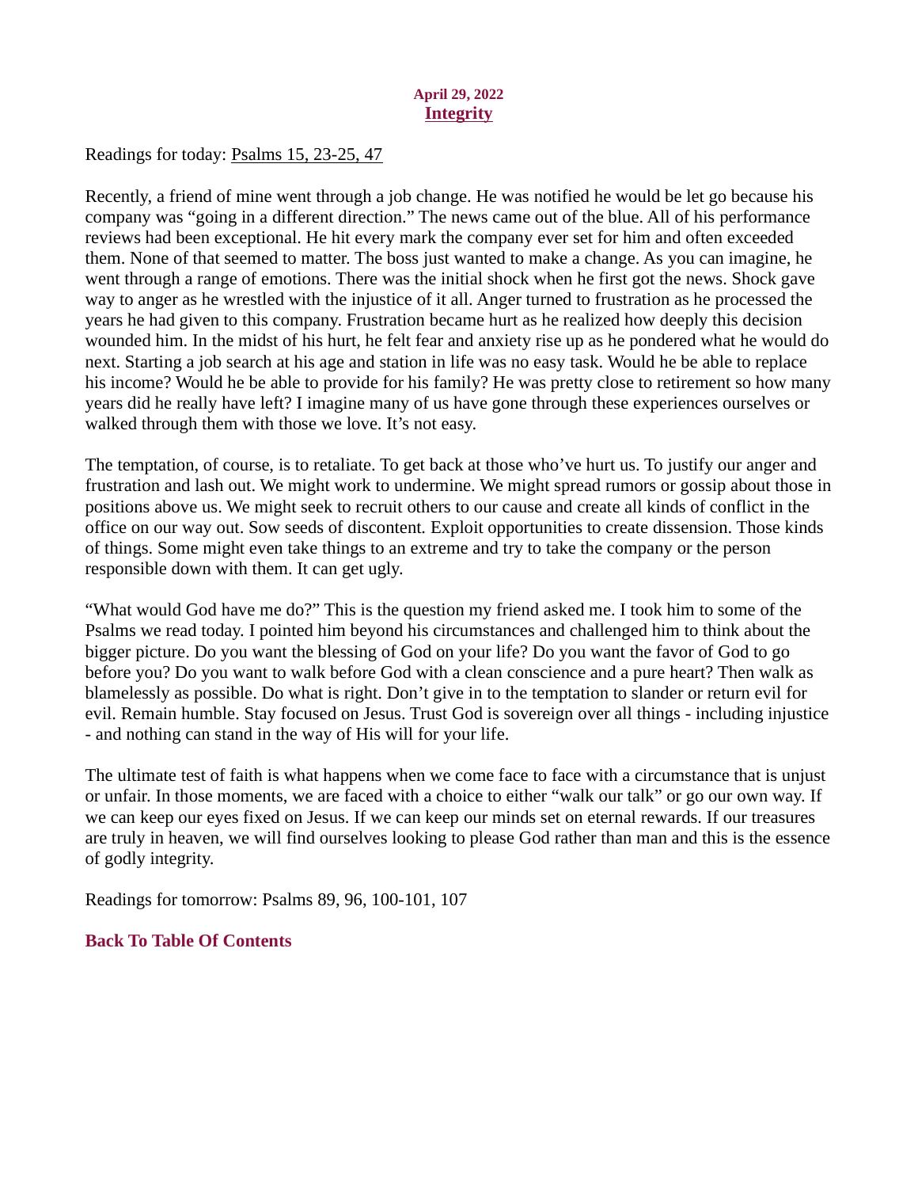**April 29, 2022**

## Integrity

Readings for today: Psalms 15, 23-25, 47

Recently, a friend of mine went through a job change. He was notified he would be let go because his company was "going in a different direction." The news came out of the blue. All of his performance reviews had been exceptional. He hit every mark the company ever set for him and often exceeded them. None of that seemed to matter. The boss just wanted to make a change. As you can imagine, he went through a range of emotions. There was the initial shock when he first got the news. Shock gave way to anger as he wrestled with the injustice of it all. Anger turned to frustration as he processed the years he had given to this company. Frustration became hurt as he realized how deeply this decision wounded him. In the midst of his hurt, he felt fear and anxiety rise up as he pondered what he would do next. Starting a job search at his age and station in life was no easy task. Would he be able to replace his income? Would he be able to provide for his family? He was pretty close to retirement so how many years did he really have left? I imagine many of us have gone through these experiences ourselves or walked through them with those we love. It's not easy.

The temptation, of course, is to retaliate. To get back at those who've hurt us. To justify our anger and frustration and lash out. We might work to undermine. We might spread rumors or gossip about those in positions above us. We might seek to recruit others to our cause and create all kinds of conflict in the office on our way out. Sow seeds of discontent. Exploit opportunities to create dissension. Those kinds of things. Some might even take things to an extreme and try to take the company or the person responsible down with them. It can get ugly.

"What would God have me do?" This is the question my friend asked me. I took him to some of the Psalms we read today. I pointed him beyond his circumstances and challenged him to think about the bigger picture. Do you want the blessing of God on your life? Do you want the favor of God to go before you? Do you want to walk before God with a clean conscience and a pure heart? Then walk as blamelessly as possible. Do what is right. Don't give in to the temptation to slander or return evil for evil. Remain humble. Stay focused on Jesus. Trust God is sovereign over all things - including injustice - and nothing can stand in the way of His will for your life.

The ultimate test of faith is what happens when we come face to face with a circumstance that is unjust or unfair. In those moments, we are faced with a choice to either "walk our talk" or go our own way. If we can keep our eyes fixed on Jesus. If we can keep our minds set on eternal rewards. If our treasures are truly in heaven, we will find ourselves looking to please God rather than man and this is the essence of godly integrity.

Readings for tomorrow: Psalms 89, 96, 100-101, 107

**Back To Table Of Contents**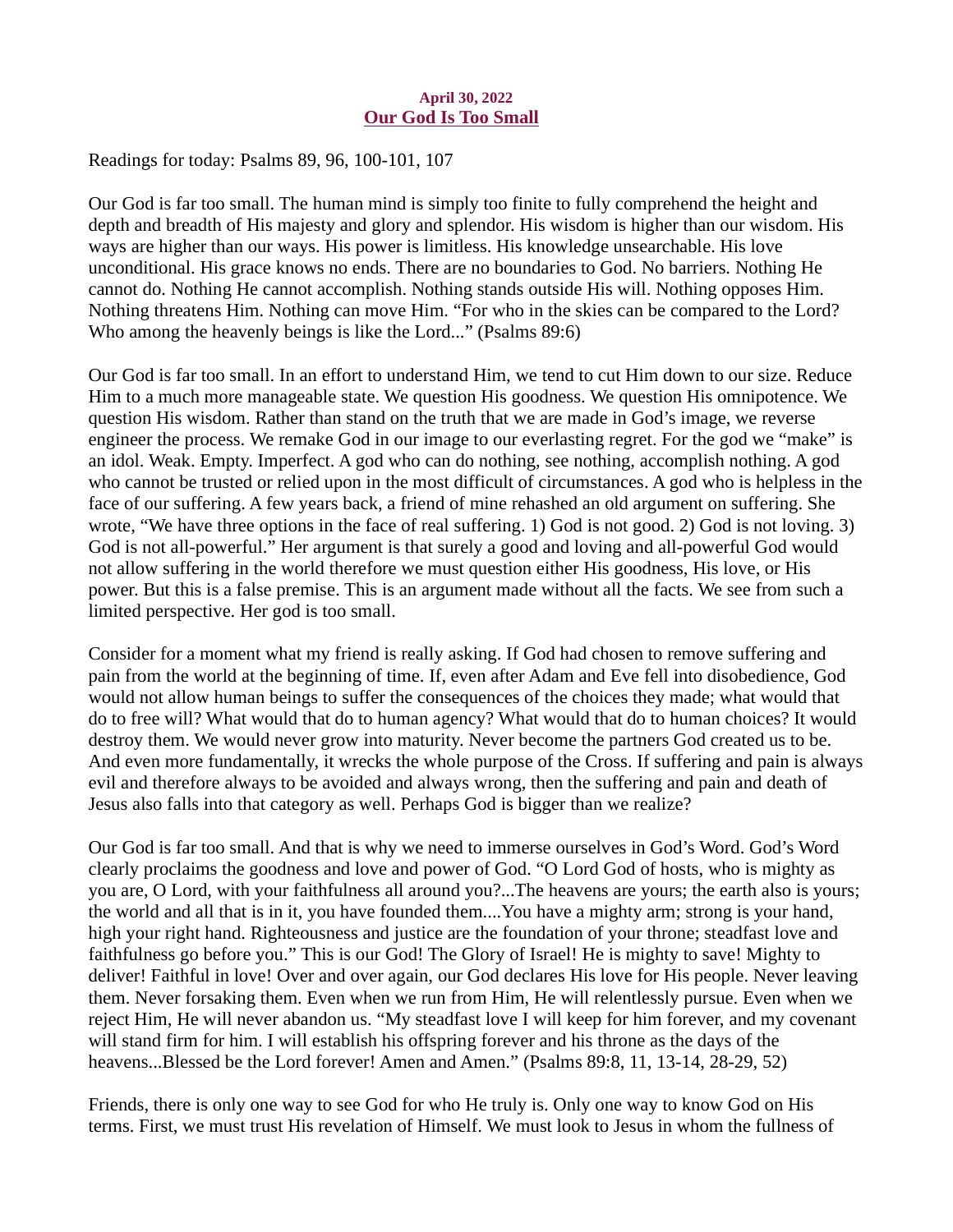**April 30, 2022**

## Our God Is Too Small

Readings for today: Psalms 89, 96, 100-101, 107

Our God is far too small. The human mind is simply too finite to fully comprehend the height and depth and breadth of His majesty and glory and splendor. His wisdom is higher than our wisdom. His ways are higher than our ways. His power is limitless. His knowledge unsearchable. His love unconditional. His grace knows no ends. There are no boundaries to God. No barriers. Nothing He cannot do. Nothing He cannot accomplish. Nothing stands outside His will. Nothing opposes Him. Nothing threatens Him. Nothing can move Him. "For who in the skies can be compared to the Lord? Who among the heavenly beings is like the Lord..." (Psalms 89:6)

Our God is far too small. In an effort to understand Him, we tend to cut Him down to our size. Reduce Him to a much more manageable state. We question His goodness. We question His omnipotence. We question His wisdom. Rather than stand on the truth that we are made in God's image, we reverse engineer the process. We remake God in our image to our everlasting regret. For the god we "make" is an idol. Weak. Empty. Imperfect. A god who can do nothing, see nothing, accomplish nothing. A god who cannot be trusted or relied upon in the most difficult of circumstances. A god who is helpless in the face of our suffering. A few years back, a friend of mine rehashed an old argument on suffering. She wrote, "We have three options in the face of real suffering. 1) God is not good. 2) God is not loving. 3) God is not all-powerful." Her argument is that surely a good and loving and all-powerful God would not allow suffering in the world therefore we must question either His goodness, His love, or His power. But this is a false premise. This is an argument made without all the facts. We see from such a limited perspective. Her god is too small.

Consider for a moment what my friend is really asking. If God had chosen to remove suffering and pain from the world at the beginning of time. If, even after Adam and Eve fell into disobedience, God would not allow human beings to suffer the consequences of the choices they made; what would that do to free will? What would that do to human agency? What would that do to human choices? It would destroy them. We would never grow into maturity. Never become the partners God created us to be. And even more fundamentally, it wrecks the whole purpose of the Cross. If suffering and pain is always evil and therefore always to be avoided and always wrong, then the suffering and pain and death of Jesus also falls into that category as well. Perhaps God is bigger than we realize?

Our God is far too small. And that is why we need to immerse ourselves in God's Word. God's Word clearly proclaims the goodness and love and power of God. "O Lord God of hosts, who is mighty as you are, O Lord, with your faithfulness all around you?...The heavens are yours; the earth also is yours; the world and all that is in it, you have founded them....You have a mighty arm; strong is your hand, high your right hand. Righteousness and justice are the foundation of your throne; steadfast love and faithfulness go before you." This is our God! The Glory of Israel! He is mighty to save! Mighty to deliver! Faithful in love! Over and over again, our God declares His love for His people. Never leaving them. Never forsaking them. Even when we run from Him, He will relentlessly pursue. Even when we reject Him, He will never abandon us. "My steadfast love I will keep for him forever, and my covenant will stand firm for him. I will establish his offspring forever and his throne as the days of the heavens...Blessed be the Lord forever! Amen and Amen." (Psalms 89:8, 11, 13-14, 28-29, 52)

Friends, there is only one way to see God for who He truly is. Only one way to know God on His terms. First, we must trust His revelation of Himself. We must look to Jesus in whom the fullness of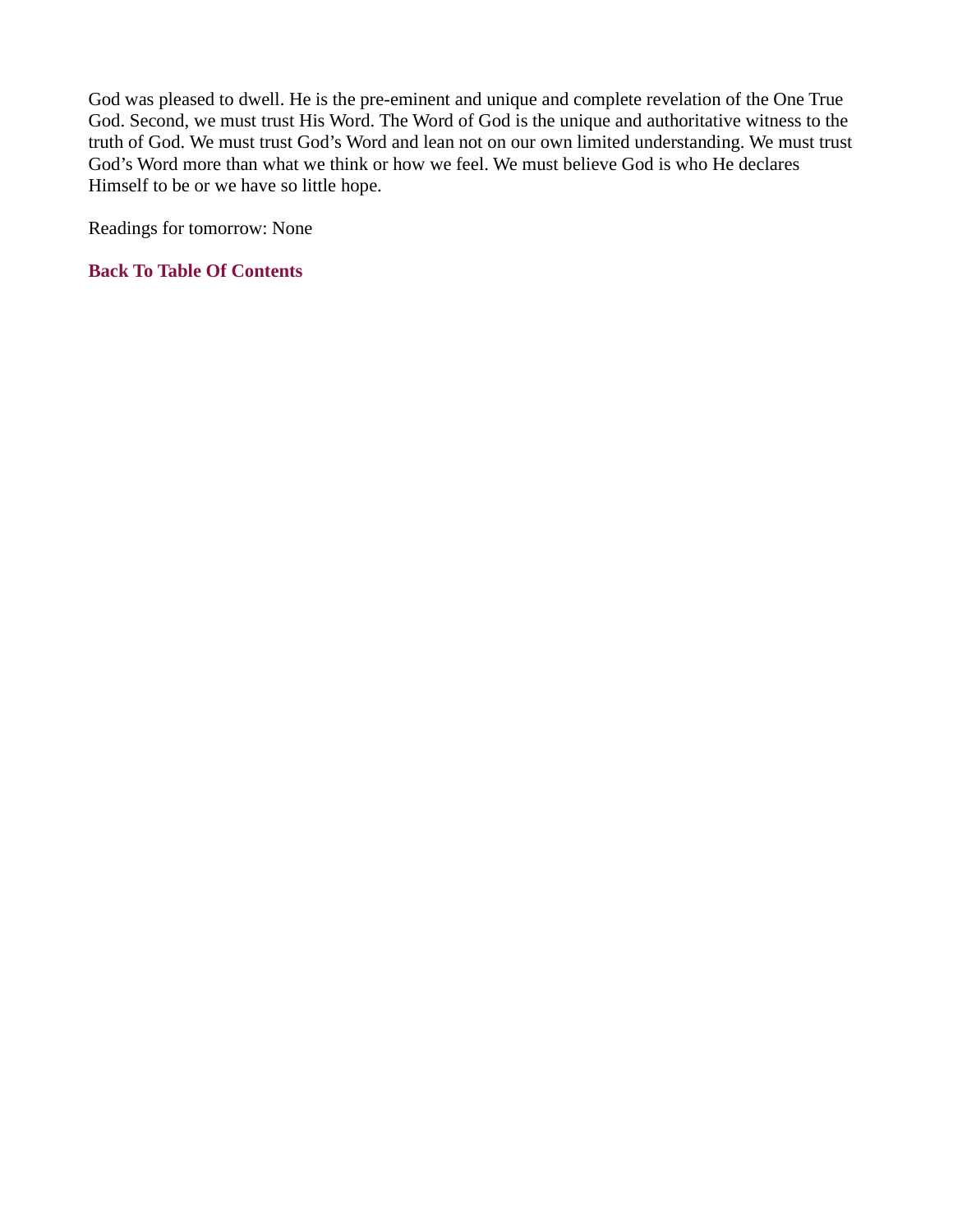God was pleased to dwell. He is the pre-eminent and unique and complete revelation of the One True God. Second, we must trust His Word. The Word of God is the unique and authoritative witness to the truth of God. We must trust God's Word and lean not on our own limited understanding. We must trust God's Word more than what we think or how we feel. We must believe God is who He declares Himself to be or we have so little hope.

Readings for tomorrow: None

**Back To Table Of Contents**